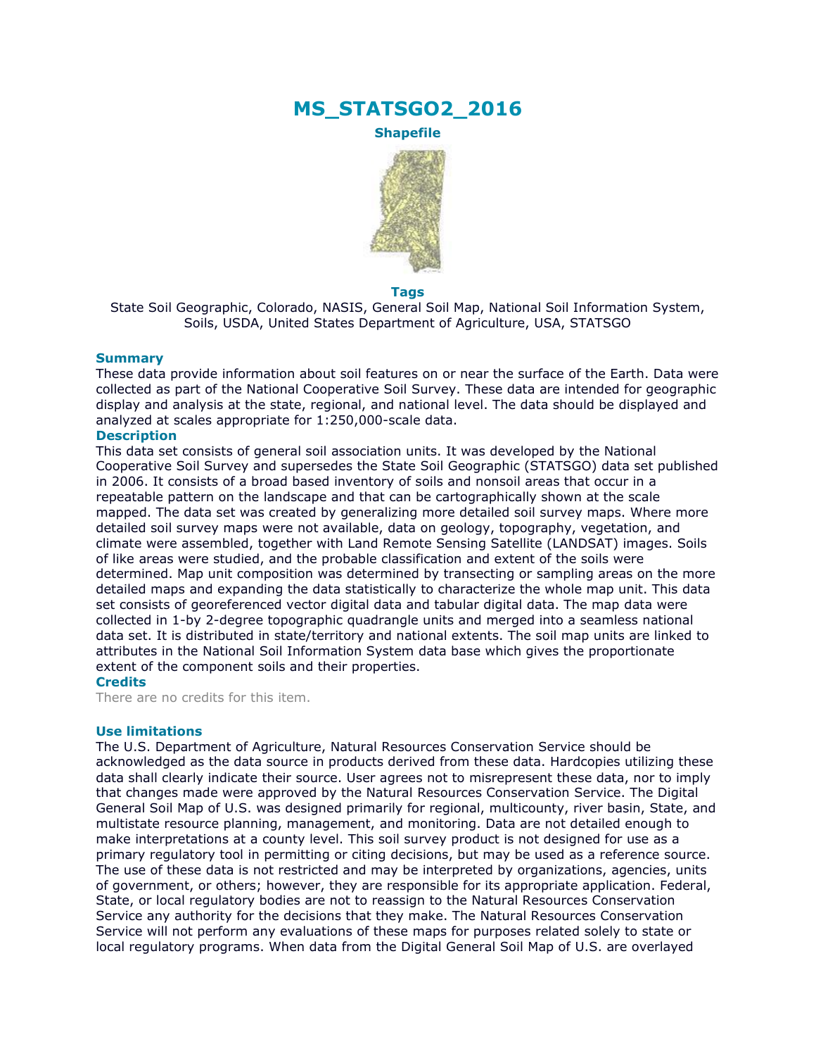# MS_STATSGO2_2016

**Shapefile**

**Tags**

State Soil Geographic, Colorado, NASIS, General Soil Map, National Soil Information System, Soils, USDA, United States Department of Agriculture, USA, STATSGO

## Summary

These data provide information about soil features on or near the surface of the Earth. Data were collected as part of the National Cooperative Soil Survey. These data are intended for geographic display and analysis at the state, regional, and national level. The data should be displayed and analyzed at scales appropriate for 1:250,000-scale data.

## Description

This data set consists of general soil association units. It was developed by the National Cooperative Soil Survey and supersedes the State Soil Geographic (STATSGO) data set published in 2006. It consists of a broad based inventory of soils and nonsoil areas that occur in a repeatable pattern on the landscape and that can be cartographically shown at the scale mapped. The data set was created by generalizing more detailed soil survey maps. Where more detailed soil survey maps were not available, data on geology, topography, vegetation, and climate were assembled, together with Land Remote Sensing Satellite (LANDSAT) images. Soils of like areas were studied, and the probable classification and extent of the soils were determined. Map unit composition was determined by transecting or sampling areas on the more detailed maps and expanding the data statistically to characterize the whole map unit. This data set consists of georeferenced vector digital data and tabular digital data. The map data were collected in 1-by 2-degree topographic quadrangle units and merged into a seamless national data set. It is distributed in state/territory and national extents. The soil map units are linked to attributes in the National Soil Information System data base which gives the proportionate extent of the component soils and their properties.

## Credits

There are no credits for this item.

## Use limitations

The U.S. Department of Agriculture, Natural Resources Conservation Service should be acknowledged as the data source in products derived from these data. Hardcopies utilizing these data shall clearly indicate their source. User agrees not to misrepresent these data, nor to imply that changes made were approved by the Natural Resources Conservation Service. The Digital General Soil Map of U.S. was designed primarily for regional, multicounty, river basin, State, and multistate resource planning, management, and monitoring. Data are not detailed enough to make interpretations at a county level. This soil survey product is not designed for use as a primary regulatory tool in permitting or citing decisions, but may be used as a reference source. The use of these data is not restricted and may be interpreted by organizations, agencies, units of government, or others; however, they are responsible for its appropriate application. Federal, State, or local regulatory bodies are not to reassign to the Natural Resources Conservation Service any authority for the decisions that they make. The Natural Resources Conservation Service will not perform any evaluations of these maps for purposes related solely to state or local regulatory programs. When data from the Digital General Soil Map of U.S. are overlayed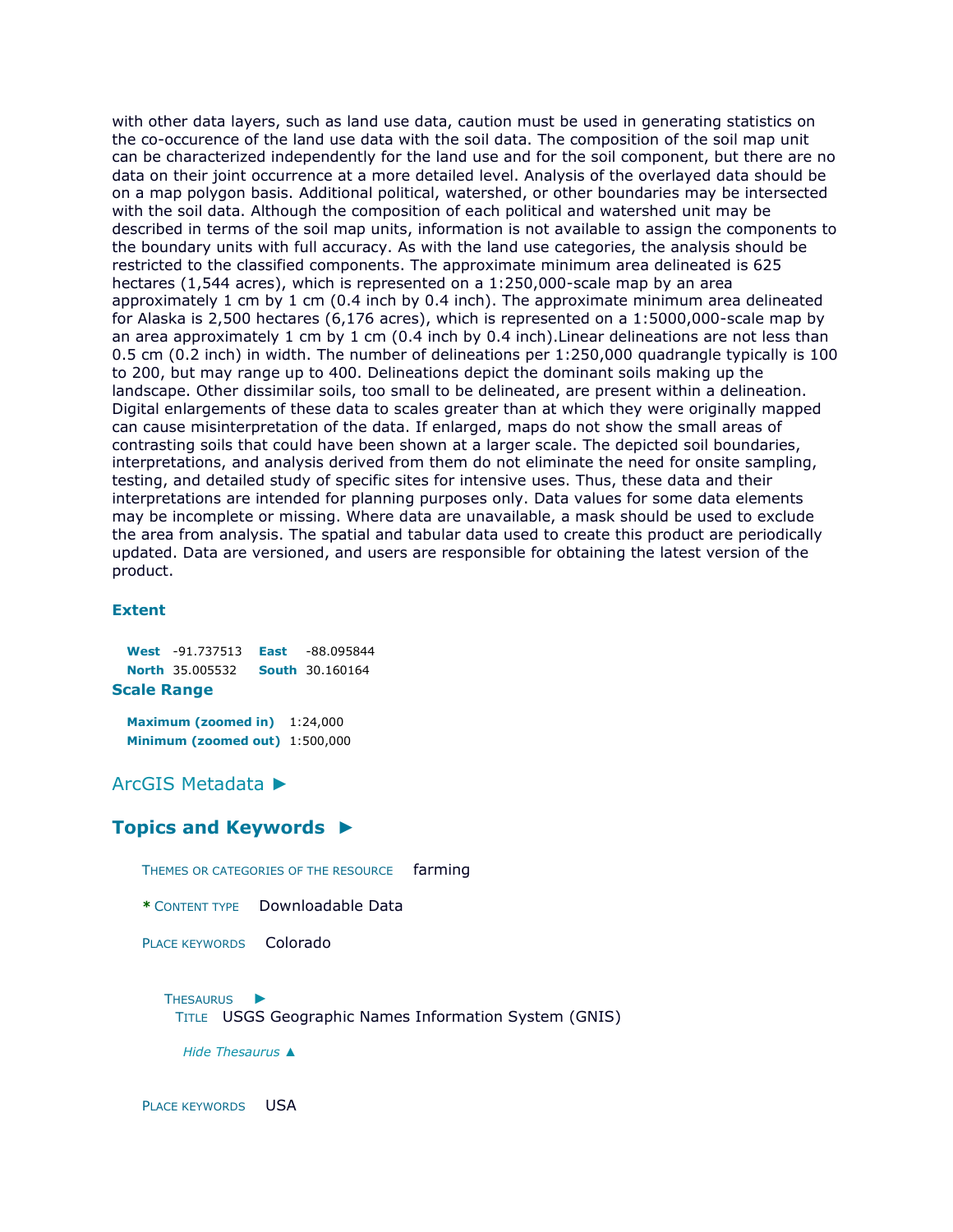with other data layers, such as land use data, caution must be used in generating statistics on the co-occurence of the land use data with the soil data. The composition of the soil map unit can be characterized independently for the land use and for the soil component, but there are no data on their joint occurrence at a more detailed level. Analysis of the overlayed data should be on a map polygon basis. Additional political, watershed, or other boundaries may be intersected with the soil data. Although the composition of each political and watershed unit may be described in terms of the soil map units, information is not available to assign the components to the boundary units with full accuracy. As with the land use categories, the analysis should be restricted to the classified components. The approximate minimum area delineated is 625 hectares (1,544 acres), which is represented on a 1:250,000-scale map by an area approximately 1 cm by 1 cm (0.4 inch by 0.4 inch). The approximate minimum area delineated for Alaska is 2,500 hectares (6,176 acres), which is represented on a 1:5000,000-scale map by an area approximately 1 cm by 1 cm (0.4 inch by 0.4 inch).Linear delineations are not less than 0.5 cm (0.2 inch) in width. The number of delineations per 1:250,000 quadrangle typically is 100 to 200, but may range up to 400. Delineations depict the dominant soils making up the landscape. Other dissimilar soils, too small to be delineated, are present within a delineation. Digital enlargements of these data to scales greater than at which they were originally mapped can cause misinterpretation of the data. If enlarged, maps do not show the small areas of contrasting soils that could have been shown at a larger scale. The depicted soil boundaries, interpretations, and analysis derived from them do not eliminate the need for onsite sampling, testing, and detailed study of specific sites for intensive uses. Thus, these data and their interpretations are intended for planning purposes only. Data values for some data elements may be incomplete or missing. Where data are unavailable, a mask should be used to exclude the area from analysis. The spatial and tabular data used to create this product are periodically updated. Data are versioned, and users are responsible for obtaining the latest version of the product.

### Extent

**West** -91.737513 **East** -88.095844
**North** 35.005532 **South** 30.160164

### Scale Range

**Maximum (zoomed in)** 1:24,000
**Minimum (zoomed out)** 1:500,000

## ArcGIS Metadata ►

### Topics and Keywords ►

THEMES OR CATEGORIES OF THE RESOURCE farming

\* CONTENT TYPE Downloadable Data

PLACE KEYWORDS Colorado

THESAURUS ►
TITLE USGS Geographic Names Information System (GNIS)

*Hide Thesaurus ▲*

PLACE KEYWORDS USA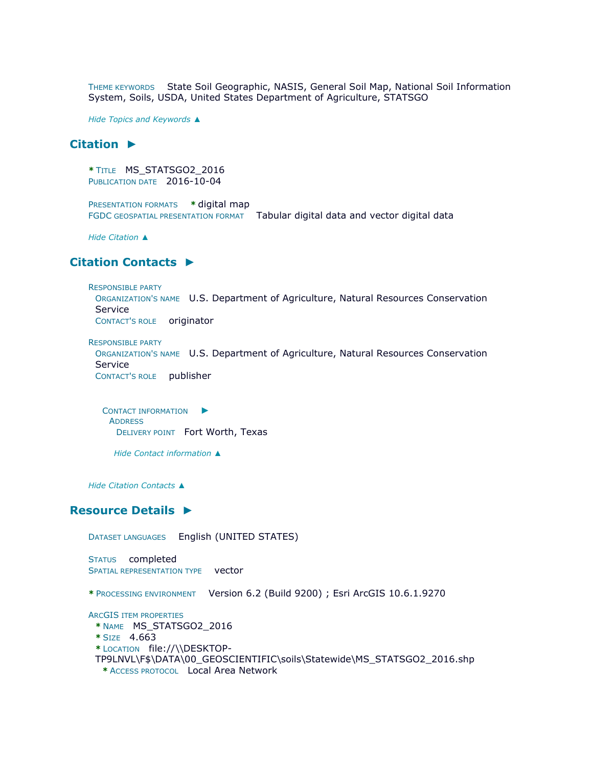THEME KEYWORDS State Soil Geographic, NASIS, General Soil Map, National Soil Information System, Soils, USDA, United States Department of Agriculture, STATSGO

*Hide Topics and Keywords ▲*

## Citation ►

* TITLE MS_STATSGO2_2016
PUBLICATION DATE 2016-10-04

PRESENTATION FORMATS * digital map
FGDC GEOSPATIAL PRESENTATION FORMAT Tabular digital data and vector digital data

*Hide Citation ▲*

## Citation Contacts ►

RESPONSIBLE PARTY
ORGANIZATION'S NAME U.S. Department of Agriculture, Natural Resources Conservation Service
CONTACT'S ROLE originator

RESPONSIBLE PARTY
ORGANIZATION'S NAME U.S. Department of Agriculture, Natural Resources Conservation Service
CONTACT'S ROLE publisher

CONTACT INFORMATION ►
ADDRESS
DELIVERY POINT Fort Worth, Texas

*Hide Contact information ▲*

*Hide Citation Contacts ▲*

## Resource Details ►

DATASET LANGUAGES English (UNITED STATES)

STATUS completed
SPATIAL REPRESENTATION TYPE vector

* PROCESSING ENVIRONMENT Version 6.2 (Build 9200) ; Esri ArcGIS 10.6.1.9270

ARCGIS ITEM PROPERTIES
* NAME MS_STATSGO2_2016
* SIZE 4.663
* LOCATION file://\\DESKTOP-TP9LNVL\F$\DATA\00_GEOSCIENTIFIC\soils\Statewide\MS_STATSGO2_2016.shp
* ACCESS PROTOCOL Local Area Network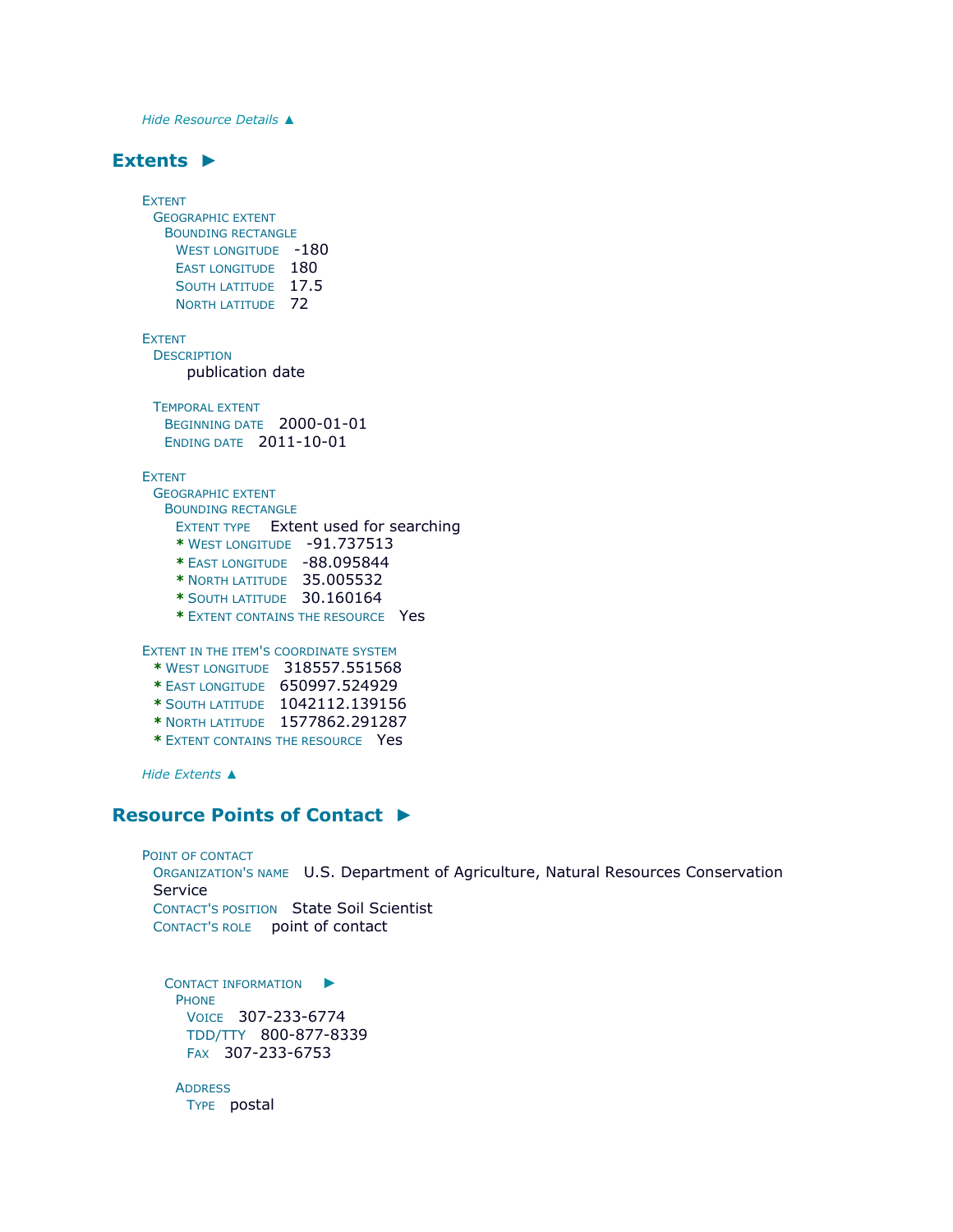*Hide Resource Details ▲*

## Extents ►

EXTENT
GEOGRAPHIC EXTENT
BOUNDING RECTANGLE
WEST LONGITUDE -180
EAST LONGITUDE 180
SOUTH LATITUDE 17.5
NORTH LATITUDE 72

EXTENT
DESCRIPTION
publication date

TEMPORAL EXTENT
BEGINNING DATE 2000-01-01
ENDING DATE 2011-10-01

EXTENT
GEOGRAPHIC EXTENT
BOUNDING RECTANGLE
EXTENT TYPE Extent used for searching
* WEST LONGITUDE -91.737513
* EAST LONGITUDE -88.095844
* NORTH LATITUDE 35.005532
* SOUTH LATITUDE 30.160164
* EXTENT CONTAINS THE RESOURCE Yes

EXTENT IN THE ITEM'S COORDINATE SYSTEM
* WEST LONGITUDE 318557.551568
* EAST LONGITUDE 650997.524929
* SOUTH LATITUDE 1042112.139156
* NORTH LATITUDE 1577862.291287
* EXTENT CONTAINS THE RESOURCE Yes

*Hide Extents ▲*

## Resource Points of Contact ►

POINT OF CONTACT
ORGANIZATION'S NAME U.S. Department of Agriculture, Natural Resources Conservation Service
CONTACT'S POSITION State Soil Scientist
CONTACT'S ROLE point of contact

CONTACT INFORMATION ►
PHONE
VOICE 307-233-6774
TDD/TTY 800-877-8339
FAX 307-233-6753

ADDRESS
TYPE postal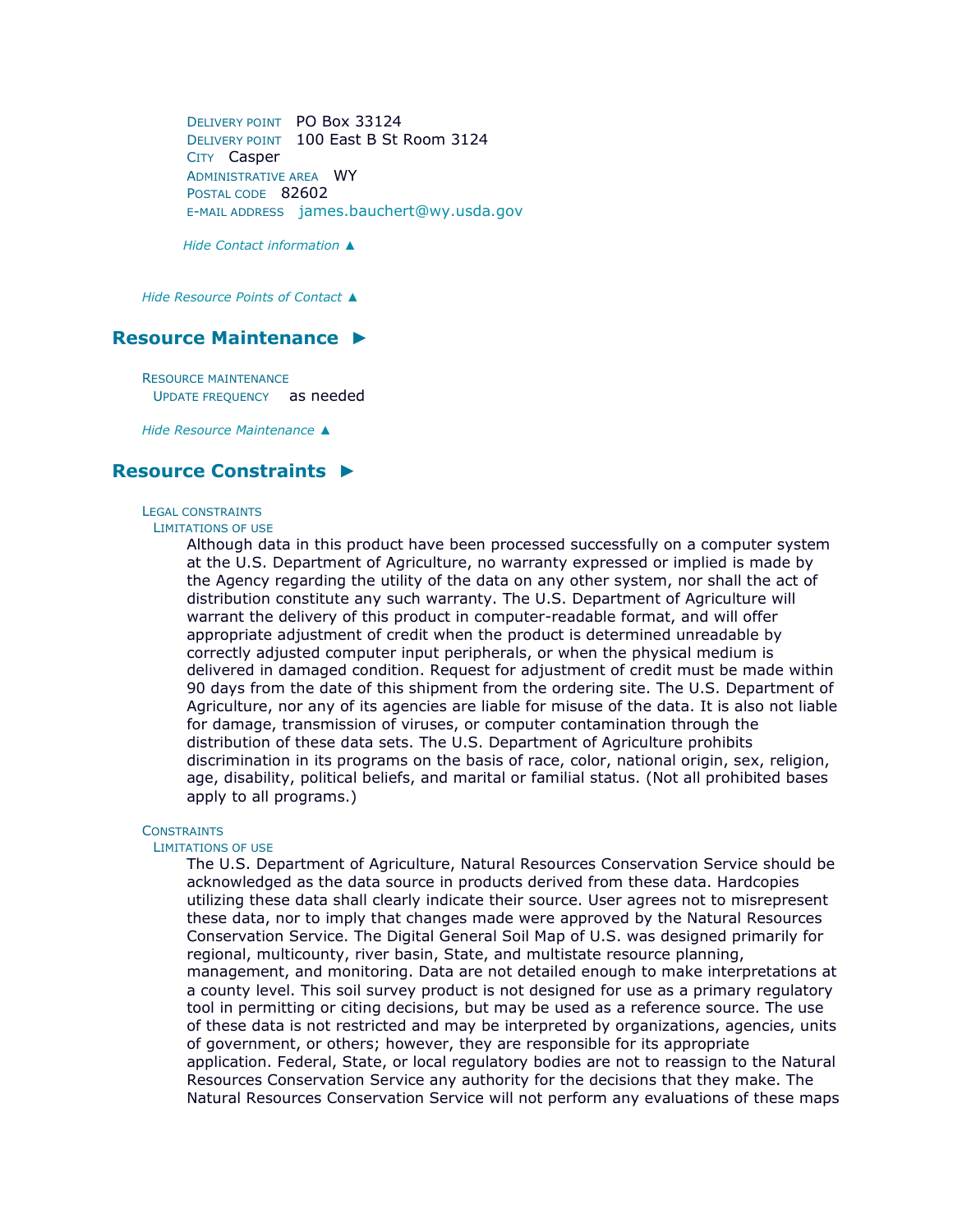Delivery point PO Box 33124
Delivery point 100 East B St Room 3124
City Casper
Administrative area WY
Postal code 82602
E-mail address james.bauchert@wy.usda.gov

*Hide Contact information ▲*

*Hide Resource Points of Contact ▲*

## Resource Maintenance ►

Resource maintenance
Update frequency as needed

*Hide Resource Maintenance ▲*

## Resource Constraints ►

Legal constraints
Limitations of use

Although data in this product have been processed successfully on a computer system at the U.S. Department of Agriculture, no warranty expressed or implied is made by the Agency regarding the utility of the data on any other system, nor shall the act of distribution constitute any such warranty. The U.S. Department of Agriculture will warrant the delivery of this product in computer-readable format, and will offer appropriate adjustment of credit when the product is determined unreadable by correctly adjusted computer input peripherals, or when the physical medium is delivered in damaged condition. Request for adjustment of credit must be made within 90 days from the date of this shipment from the ordering site. The U.S. Department of Agriculture, nor any of its agencies are liable for misuse of the data. It is also not liable for damage, transmission of viruses, or computer contamination through the distribution of these data sets. The U.S. Department of Agriculture prohibits discrimination in its programs on the basis of race, color, national origin, sex, religion, age, disability, political beliefs, and marital or familial status. (Not all prohibited bases apply to all programs.)

Constraints
Limitations of use

The U.S. Department of Agriculture, Natural Resources Conservation Service should be acknowledged as the data source in products derived from these data. Hardcopies utilizing these data shall clearly indicate their source. User agrees not to misrepresent these data, nor to imply that changes made were approved by the Natural Resources Conservation Service. The Digital General Soil Map of U.S. was designed primarily for regional, multicounty, river basin, State, and multistate resource planning, management, and monitoring. Data are not detailed enough to make interpretations at a county level. This soil survey product is not designed for use as a primary regulatory tool in permitting or citing decisions, but may be used as a reference source. The use of these data is not restricted and may be interpreted by organizations, agencies, units of government, or others; however, they are responsible for its appropriate application. Federal, State, or local regulatory bodies are not to reassign to the Natural Resources Conservation Service any authority for the decisions that they make. The Natural Resources Conservation Service will not perform any evaluations of these maps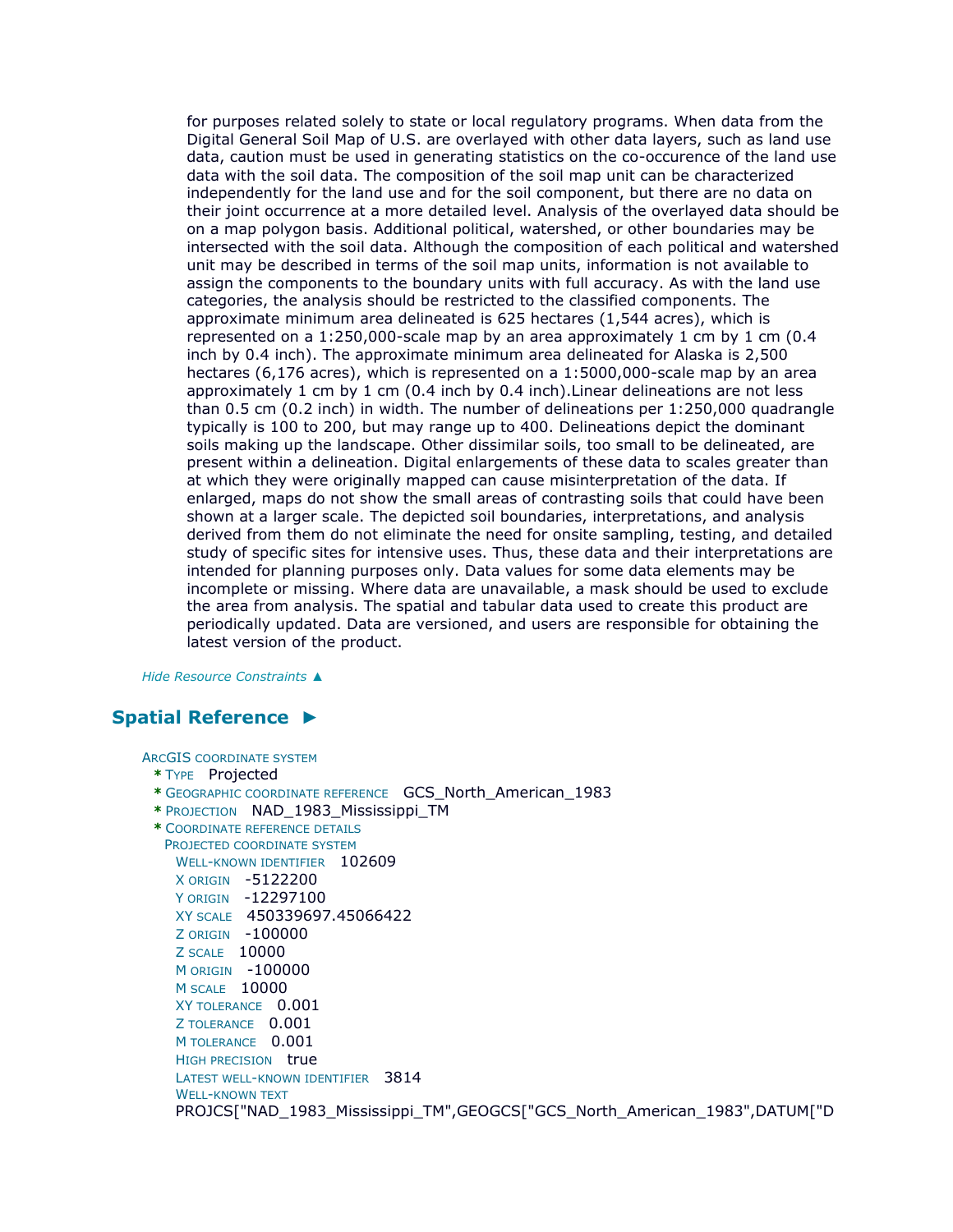for purposes related solely to state or local regulatory programs. When data from the Digital General Soil Map of U.S. are overlayed with other data layers, such as land use data, caution must be used in generating statistics on the co-occurence of the land use data with the soil data. The composition of the soil map unit can be characterized independently for the land use and for the soil component, but there are no data on their joint occurrence at a more detailed level. Analysis of the overlayed data should be on a map polygon basis. Additional political, watershed, or other boundaries may be intersected with the soil data. Although the composition of each political and watershed unit may be described in terms of the soil map units, information is not available to assign the components to the boundary units with full accuracy. As with the land use categories, the analysis should be restricted to the classified components. The approximate minimum area delineated is 625 hectares (1,544 acres), which is represented on a 1:250,000-scale map by an area approximately 1 cm by 1 cm (0.4 inch by 0.4 inch). The approximate minimum area delineated for Alaska is 2,500 hectares (6,176 acres), which is represented on a 1:5000,000-scale map by an area approximately 1 cm by 1 cm (0.4 inch by 0.4 inch).Linear delineations are not less than 0.5 cm (0.2 inch) in width. The number of delineations per 1:250,000 quadrangle typically is 100 to 200, but may range up to 400. Delineations depict the dominant soils making up the landscape. Other dissimilar soils, too small to be delineated, are present within a delineation. Digital enlargements of these data to scales greater than at which they were originally mapped can cause misinterpretation of the data. If enlarged, maps do not show the small areas of contrasting soils that could have been shown at a larger scale. The depicted soil boundaries, interpretations, and analysis derived from them do not eliminate the need for onsite sampling, testing, and detailed study of specific sites for intensive uses. Thus, these data and their interpretations are intended for planning purposes only. Data values for some data elements may be incomplete or missing. Where data are unavailable, a mask should be used to exclude the area from analysis. The spatial and tabular data used to create this product are periodically updated. Data are versioned, and users are responsible for obtaining the latest version of the product.

*Hide Resource Constraints ▲*

## Spatial Reference ►

ArcGIS coordinate system
* Type   Projected
* Geographic coordinate reference   GCS_North_American_1983
* Projection   NAD_1983_Mississippi_TM
* Coordinate reference details
  Projected coordinate system
    Well-known identifier   102609
    X origin   -5122200
    Y origin   -12297100
    XY scale   450339697.45066422
    Z origin   -100000
    Z scale   10000
    M origin   -100000
    M scale   10000
    XY tolerance   0.001
    Z tolerance   0.001
    M tolerance   0.001
    High precision   true
    Latest well-known identifier   3814
    Well-known text
    PROJCS["NAD_1983_Mississippi_TM",GEOGCS["GCS_North_American_1983",DATUM["D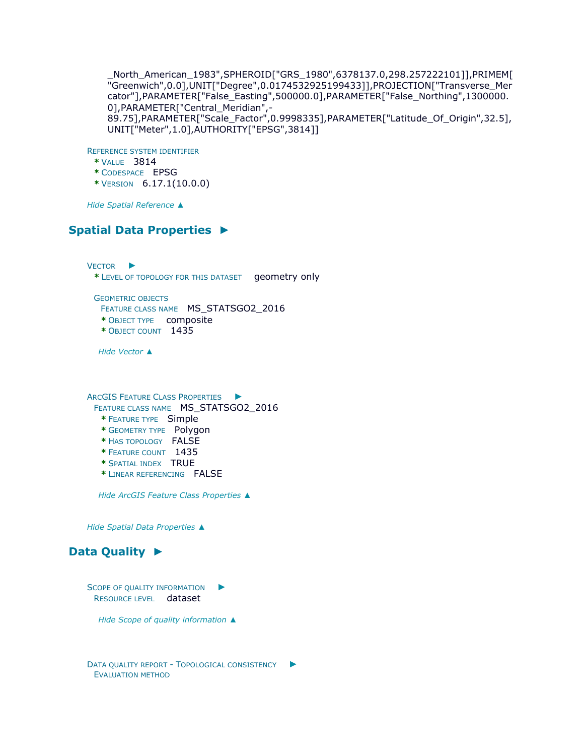_North_American_1983",SPHEROID["GRS_1980",6378137.0,298.257222101]],PRIMEM["Greenwich",0.0],UNIT["Degree",0.0174532925199433]],PROJECTION["Transverse_Mercator"],PARAMETER["False_Easting",500000.0],PARAMETER["False_Northing",1300000.0],PARAMETER["Central_Meridian",-89.75],PARAMETER["Scale_Factor",0.9998335],PARAMETER["Latitude_Of_Origin",32.5],UNIT["Meter",1.0],AUTHORITY["EPSG",3814]]

Reference system identifier
- * Value 3814
- * Codespace EPSG
- * Version 6.17.1(10.0.0)

*Hide Spatial Reference ▲*

## Spatial Data Properties ►

Vector ►
- * Level of topology for this dataset geometry only

Geometric objects
- Feature class name MS_STATSGO2_2016
- * Object type composite
- * Object count 1435

*Hide Vector ▲*

ArcGIS Feature Class Properties ►

Feature class name MS_STATSGO2_2016
- * Feature type Simple
- * Geometry type Polygon
- * Has topology FALSE
- * Feature count 1435
- * Spatial index TRUE
- * Linear referencing FALSE

*Hide ArcGIS Feature Class Properties ▲*

*Hide Spatial Data Properties ▲*

## Data Quality ►

Scope of quality information ►

Resource level dataset

*Hide Scope of quality information ▲*

Data quality report - Topological consistency ►

Evaluation method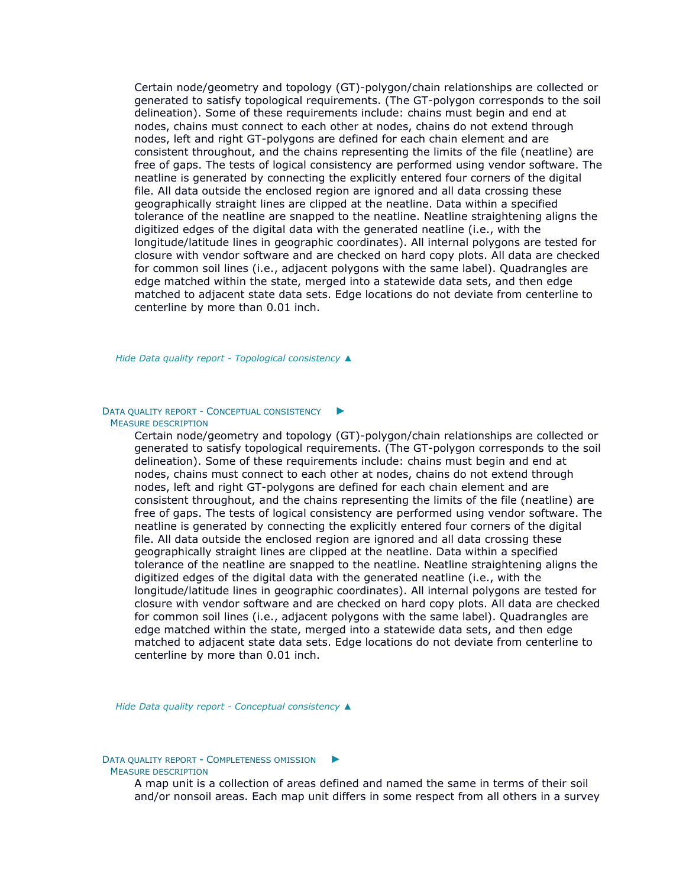Certain node/geometry and topology (GT)-polygon/chain relationships are collected or generated to satisfy topological requirements. (The GT-polygon corresponds to the soil delineation). Some of these requirements include: chains must begin and end at nodes, chains must connect to each other at nodes, chains do not extend through nodes, left and right GT-polygons are defined for each chain element and are consistent throughout, and the chains representing the limits of the file (neatline) are free of gaps. The tests of logical consistency are performed using vendor software. The neatline is generated by connecting the explicitly entered four corners of the digital file. All data outside the enclosed region are ignored and all data crossing these geographically straight lines are clipped at the neatline. Data within a specified tolerance of the neatline are snapped to the neatline. Neatline straightening aligns the digitized edges of the digital data with the generated neatline (i.e., with the longitude/latitude lines in geographic coordinates). All internal polygons are tested for closure with vendor software and are checked on hard copy plots. All data are checked for common soil lines (i.e., adjacent polygons with the same label). Quadrangles are edge matched within the state, merged into a statewide data sets, and then edge matched to adjacent state data sets. Edge locations do not deviate from centerline to centerline by more than 0.01 inch.

*Hide Data quality report - Topological consistency ▲*

### Data quality report - Conceptual consistency ►

#### Measure description

Certain node/geometry and topology (GT)-polygon/chain relationships are collected or generated to satisfy topological requirements. (The GT-polygon corresponds to the soil delineation). Some of these requirements include: chains must begin and end at nodes, chains must connect to each other at nodes, chains do not extend through nodes, left and right GT-polygons are defined for each chain element and are consistent throughout, and the chains representing the limits of the file (neatline) are free of gaps. The tests of logical consistency are performed using vendor software. The neatline is generated by connecting the explicitly entered four corners of the digital file. All data outside the enclosed region are ignored and all data crossing these geographically straight lines are clipped at the neatline. Data within a specified tolerance of the neatline are snapped to the neatline. Neatline straightening aligns the digitized edges of the digital data with the generated neatline (i.e., with the longitude/latitude lines in geographic coordinates). All internal polygons are tested for closure with vendor software and are checked on hard copy plots. All data are checked for common soil lines (i.e., adjacent polygons with the same label). Quadrangles are edge matched within the state, merged into a statewide data sets, and then edge matched to adjacent state data sets. Edge locations do not deviate from centerline to centerline by more than 0.01 inch.

*Hide Data quality report - Conceptual consistency ▲*

### Data quality report - Completeness omission ►

#### Measure description

A map unit is a collection of areas defined and named the same in terms of their soil and/or nonsoil areas. Each map unit differs in some respect from all others in a survey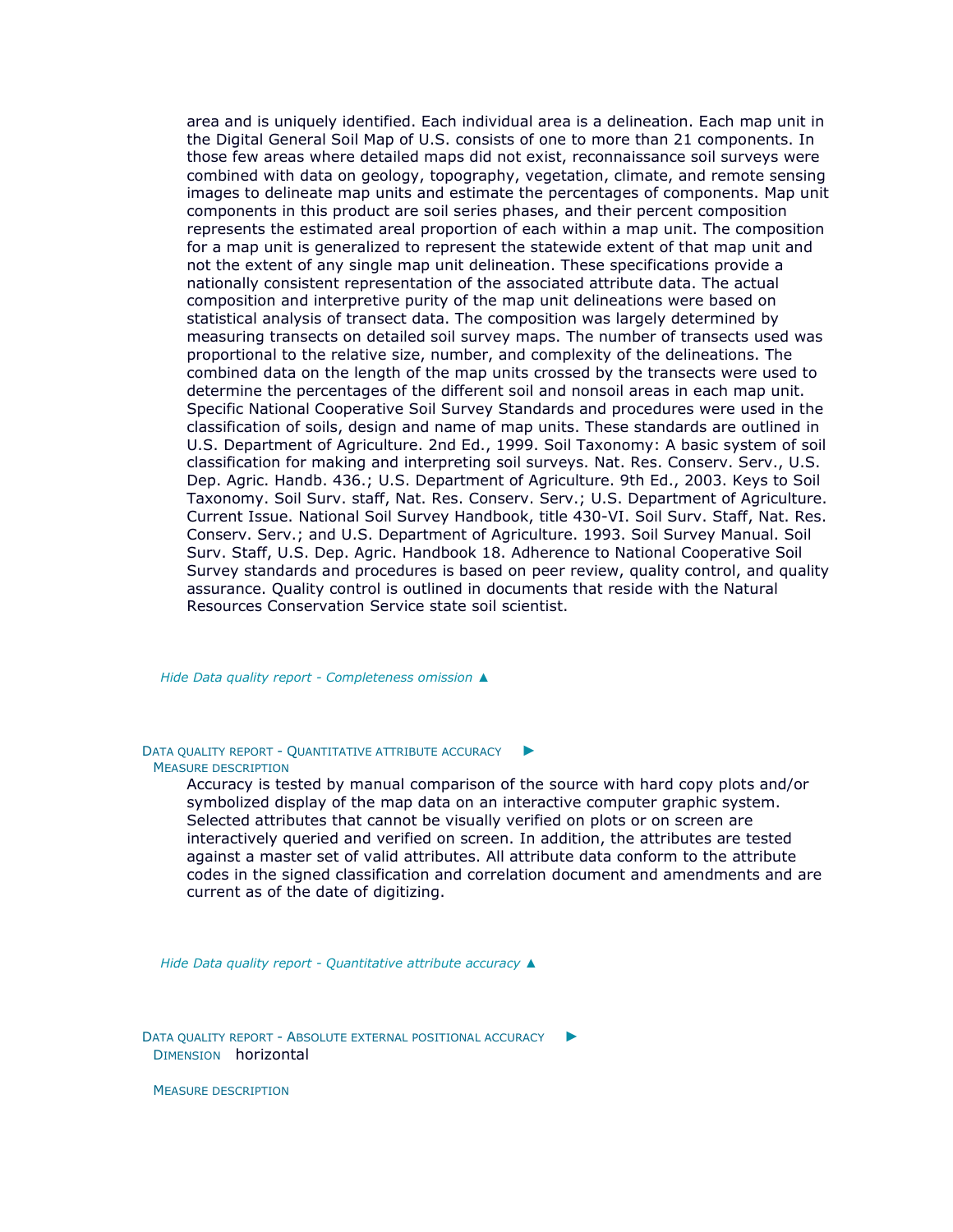area and is uniquely identified. Each individual area is a delineation. Each map unit in the Digital General Soil Map of U.S. consists of one to more than 21 components. In those few areas where detailed maps did not exist, reconnaissance soil surveys were combined with data on geology, topography, vegetation, climate, and remote sensing images to delineate map units and estimate the percentages of components. Map unit components in this product are soil series phases, and their percent composition represents the estimated areal proportion of each within a map unit. The composition for a map unit is generalized to represent the statewide extent of that map unit and not the extent of any single map unit delineation. These specifications provide a nationally consistent representation of the associated attribute data. The actual composition and interpretive purity of the map unit delineations were based on statistical analysis of transect data. The composition was largely determined by measuring transects on detailed soil survey maps. The number of transects used was proportional to the relative size, number, and complexity of the delineations. The combined data on the length of the map units crossed by the transects were used to determine the percentages of the different soil and nonsoil areas in each map unit. Specific National Cooperative Soil Survey Standards and procedures were used in the classification of soils, design and name of map units. These standards are outlined in U.S. Department of Agriculture. 2nd Ed., 1999. Soil Taxonomy: A basic system of soil classification for making and interpreting soil surveys. Nat. Res. Conserv. Serv., U.S. Dep. Agric. Handb. 436.; U.S. Department of Agriculture. 9th Ed., 2003. Keys to Soil Taxonomy. Soil Surv. staff, Nat. Res. Conserv. Serv.; U.S. Department of Agriculture. Current Issue. National Soil Survey Handbook, title 430-VI. Soil Surv. Staff, Nat. Res. Conserv. Serv.; and U.S. Department of Agriculture. 1993. Soil Survey Manual. Soil Surv. Staff, U.S. Dep. Agric. Handbook 18. Adherence to National Cooperative Soil Survey standards and procedures is based on peer review, quality control, and quality assurance. Quality control is outlined in documents that reside with the Natural Resources Conservation Service state soil scientist.

*Hide Data quality report - Completeness omission ▲*

### Data quality report - Quantitative attribute accuracy ►

**Measure description**

Accuracy is tested by manual comparison of the source with hard copy plots and/or symbolized display of the map data on an interactive computer graphic system. Selected attributes that cannot be visually verified on plots or on screen are interactively queried and verified on screen. In addition, the attributes are tested against a master set of valid attributes. All attribute data conform to the attribute codes in the signed classification and correlation document and amendments and are current as of the date of digitizing.

*Hide Data quality report - Quantitative attribute accuracy ▲*

### Data quality report - Absolute external positional accuracy ►

**Dimension** horizontal

**Measure description**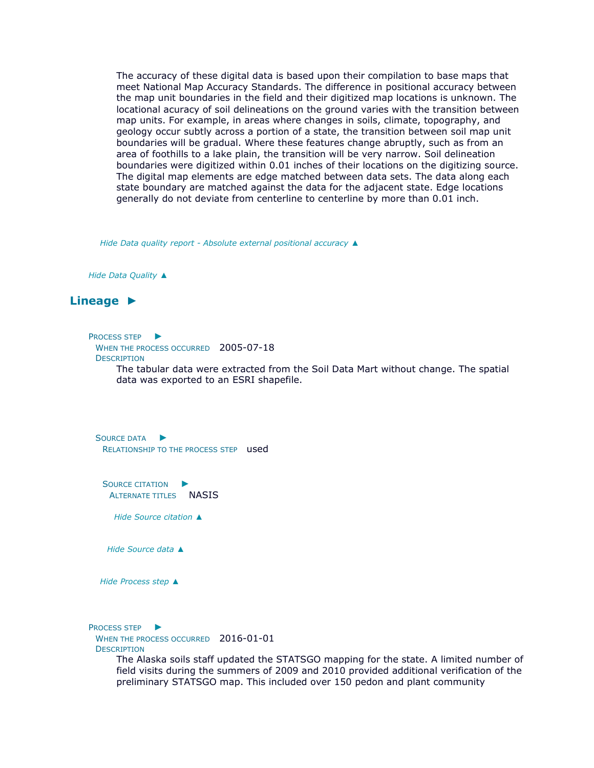The accuracy of these digital data is based upon their compilation to base maps that meet National Map Accuracy Standards. The difference in positional accuracy between the map unit boundaries in the field and their digitized map locations is unknown. The locational acuracy of soil delineations on the ground varies with the transition between map units. For example, in areas where changes in soils, climate, topography, and geology occur subtly across a portion of a state, the transition between soil map unit boundaries will be gradual. Where these features change abruptly, such as from an area of foothills to a lake plain, the transition will be very narrow. Soil delineation boundaries were digitized within 0.01 inches of their locations on the digitizing source. The digital map elements are edge matched between data sets. The data along each state boundary are matched against the data for the adjacent state. Edge locations generally do not deviate from centerline to centerline by more than 0.01 inch.

*Hide Data quality report - Absolute external positional accuracy ▲*

*Hide Data Quality ▲*

## Lineage ►

PROCESS STEP ►

WHEN THE PROCESS OCCURRED 2005-07-18

DESCRIPTION

The tabular data were extracted from the Soil Data Mart without change. The spatial data was exported to an ESRI shapefile.

SOURCE DATA ►

RELATIONSHIP TO THE PROCESS STEP used

SOURCE CITATION ►

ALTERNATE TITLES NASIS

*Hide Source citation ▲*

*Hide Source data ▲*

*Hide Process step ▲*

PROCESS STEP ►

WHEN THE PROCESS OCCURRED 2016-01-01

DESCRIPTION

The Alaska soils staff updated the STATSGO mapping for the state. A limited number of field visits during the summers of 2009 and 2010 provided additional verification of the preliminary STATSGO map. This included over 150 pedon and plant community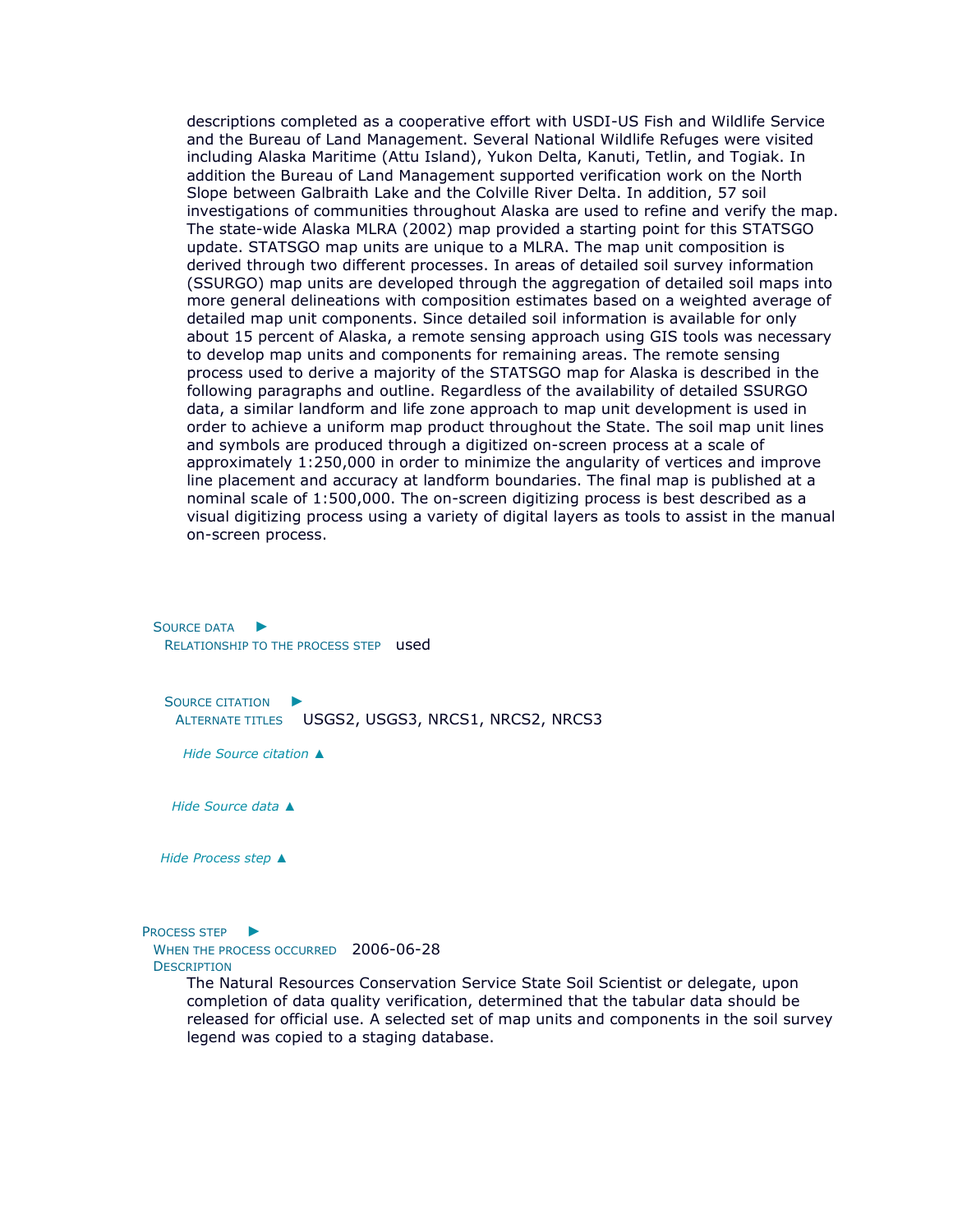descriptions completed as a cooperative effort with USDI-US Fish and Wildlife Service and the Bureau of Land Management. Several National Wildlife Refuges were visited including Alaska Maritime (Attu Island), Yukon Delta, Kanuti, Tetlin, and Togiak. In addition the Bureau of Land Management supported verification work on the North Slope between Galbraith Lake and the Colville River Delta. In addition, 57 soil investigations of communities throughout Alaska are used to refine and verify the map. The state-wide Alaska MLRA (2002) map provided a starting point for this STATSGO update. STATSGO map units are unique to a MLRA. The map unit composition is derived through two different processes. In areas of detailed soil survey information (SSURGO) map units are developed through the aggregation of detailed soil maps into more general delineations with composition estimates based on a weighted average of detailed map unit components. Since detailed soil information is available for only about 15 percent of Alaska, a remote sensing approach using GIS tools was necessary to develop map units and components for remaining areas. The remote sensing process used to derive a majority of the STATSGO map for Alaska is described in the following paragraphs and outline. Regardless of the availability of detailed SSURGO data, a similar landform and life zone approach to map unit development is used in order to achieve a uniform map product throughout the State. The soil map unit lines and symbols are produced through a digitized on-screen process at a scale of approximately 1:250,000 in order to minimize the angularity of vertices and improve line placement and accuracy at landform boundaries. The final map is published at a nominal scale of 1:500,000. The on-screen digitizing process is best described as a visual digitizing process using a variety of digital layers as tools to assist in the manual on-screen process.

**Source data** ►

**Relationship to the process step** used

**Source citation** ►

**Alternate titles** USGS2, USGS3, NRCS1, NRCS2, NRCS3

*Hide Source citation ▲*

*Hide Source data ▲*

*Hide Process step ▲*

**Process step** ►

**When the process occurred** 2006-06-28

**Description**

The Natural Resources Conservation Service State Soil Scientist or delegate, upon completion of data quality verification, determined that the tabular data should be released for official use. A selected set of map units and components in the soil survey legend was copied to a staging database.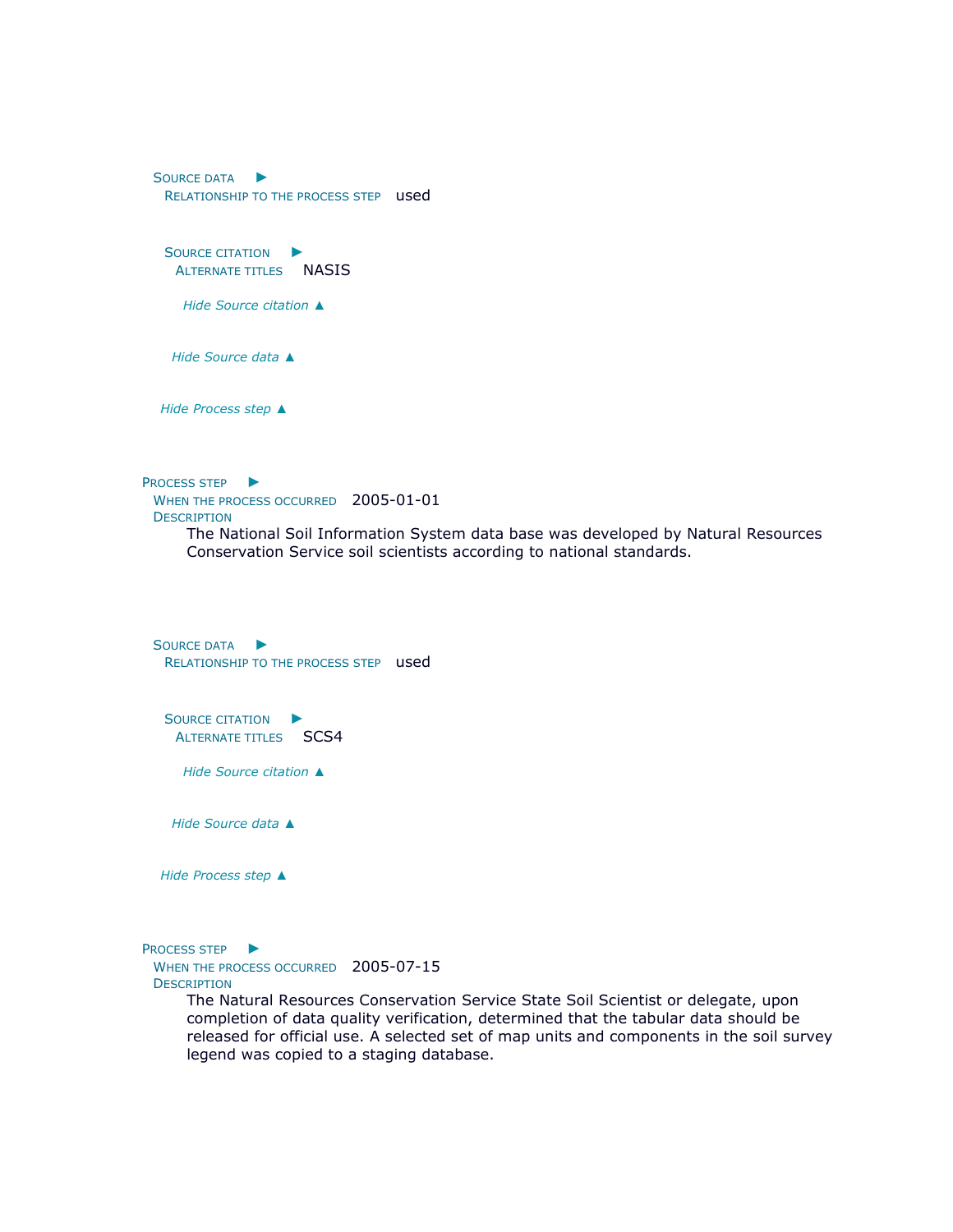Source data ►

Relationship to the process step used

Source citation ►

Alternate titles NASIS

*Hide Source citation ▲*

*Hide Source data ▲*

*Hide Process step ▲*

Process step ►

When the process occurred 2005-01-01

Description

The National Soil Information System data base was developed by Natural Resources Conservation Service soil scientists according to national standards.

Source data ►

Relationship to the process step used

Source citation ►

Alternate titles SCS4

*Hide Source citation ▲*

*Hide Source data ▲*

*Hide Process step ▲*

Process step ►

When the process occurred 2005-07-15

Description

The Natural Resources Conservation Service State Soil Scientist or delegate, upon completion of data quality verification, determined that the tabular data should be released for official use. A selected set of map units and components in the soil survey legend was copied to a staging database.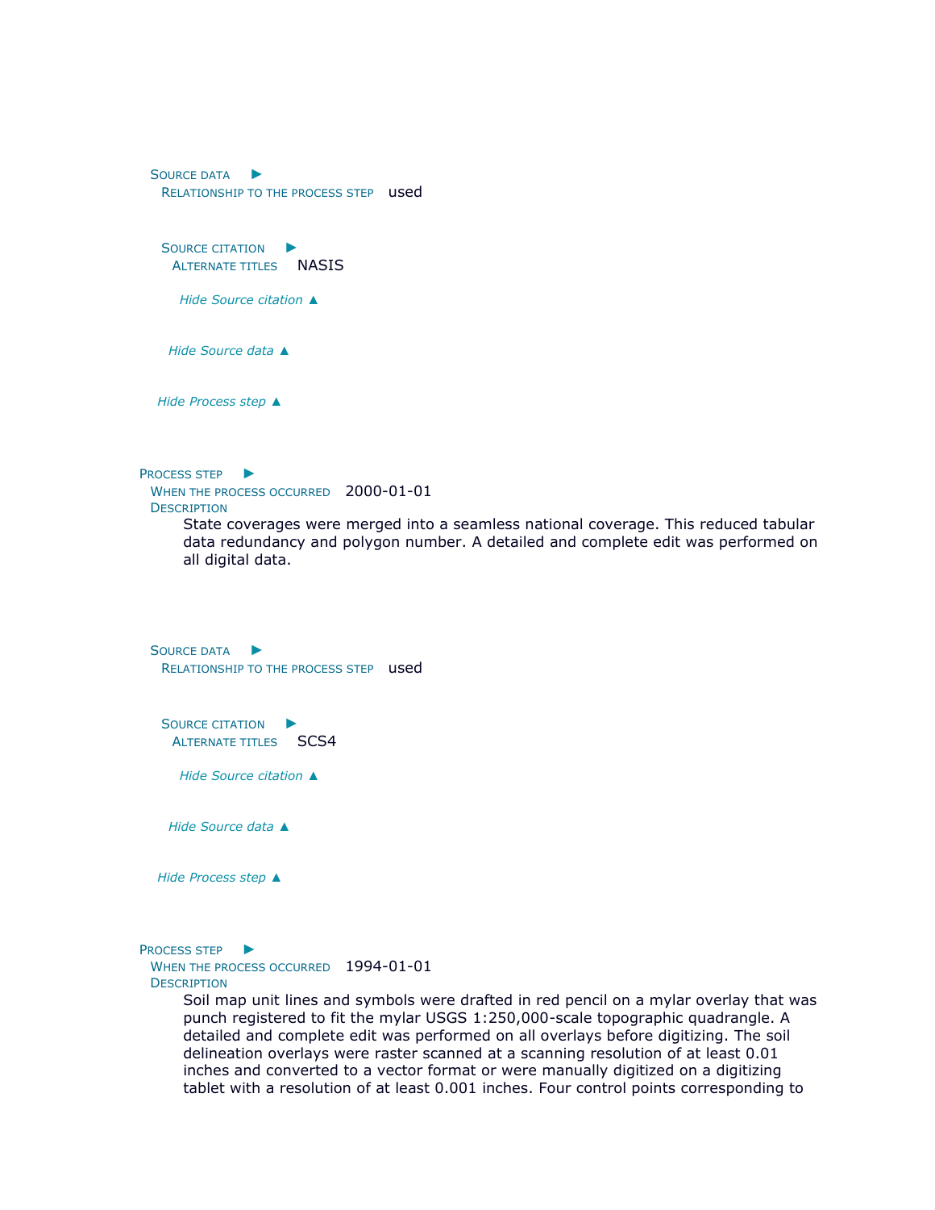**Source data** ►
  **Relationship to the process step** used

  **Source citation** ►
   **Alternate titles** NASIS

   *Hide Source citation ▲*

  *Hide Source data ▲*

 *Hide Process step ▲*

**Process step** ►
 **When the process occurred** 2000-01-01
 **Description**
  State coverages were merged into a seamless national coverage. This reduced tabular data redundancy and polygon number. A detailed and complete edit was performed on all digital data.

**Source data** ►
  **Relationship to the process step** used

  **Source citation** ►
   **Alternate titles** SCS4

   *Hide Source citation ▲*

  *Hide Source data ▲*

 *Hide Process step ▲*

**Process step** ►
 **When the process occurred** 1994-01-01
 **Description**
  Soil map unit lines and symbols were drafted in red pencil on a mylar overlay that was punch registered to fit the mylar USGS 1:250,000-scale topographic quadrangle. A detailed and complete edit was performed on all overlays before digitizing. The soil delineation overlays were raster scanned at a scanning resolution of at least 0.01 inches and converted to a vector format or were manually digitized on a digitizing tablet with a resolution of at least 0.001 inches. Four control points corresponding to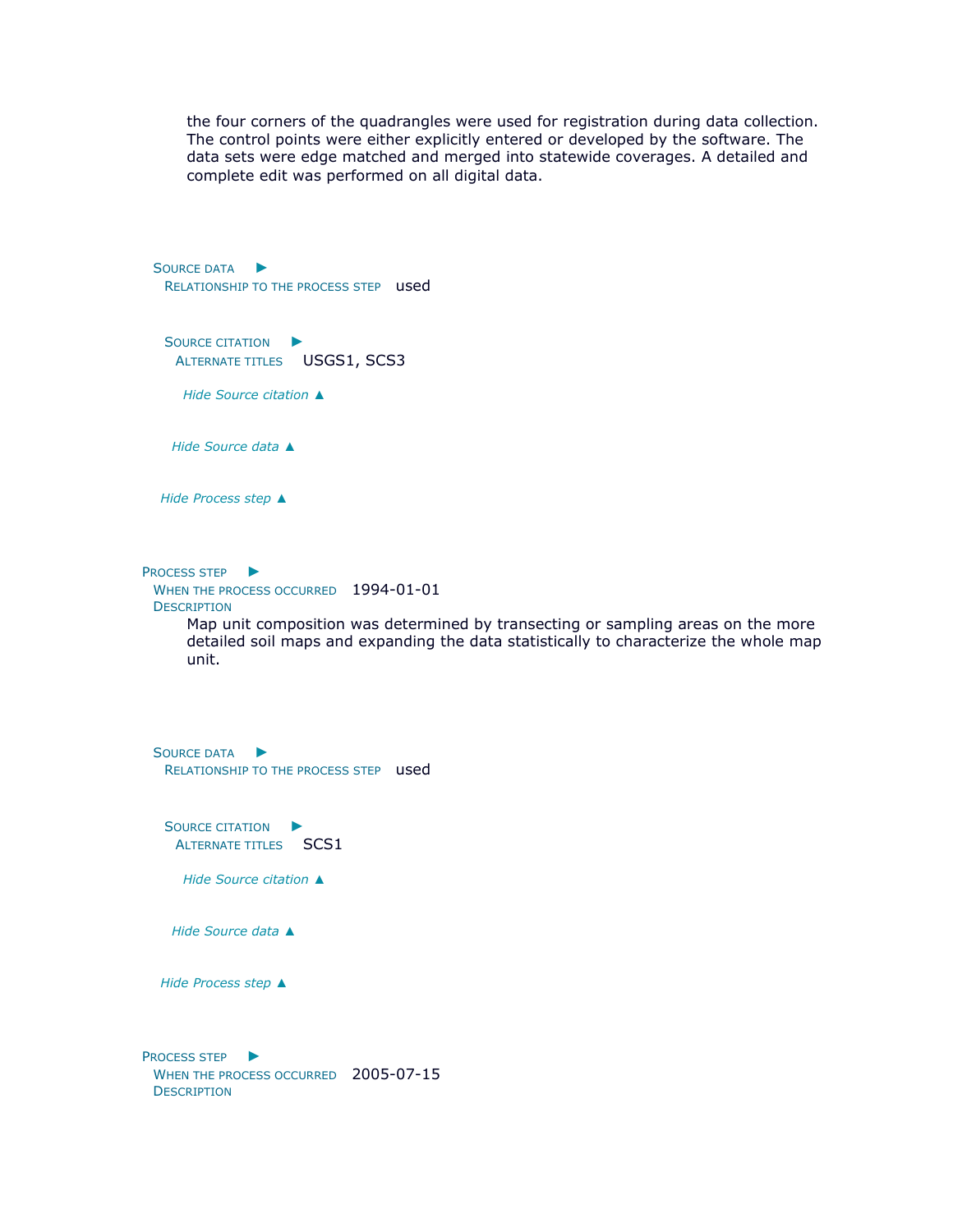the four corners of the quadrangles were used for registration during data collection. The control points were either explicitly entered or developed by the software. The data sets were edge matched and merged into statewide coverages. A detailed and complete edit was performed on all digital data.

Source data ▶
Relationship to the process step used

Source citation ▶
Alternate titles USGS1, SCS3

*Hide Source citation ▲*

*Hide Source data ▲*

*Hide Process step ▲*

Process step ▶
When the process occurred 1994-01-01
Description
Map unit composition was determined by transecting or sampling areas on the more detailed soil maps and expanding the data statistically to characterize the whole map unit.

Source data ▶
Relationship to the process step used

Source citation ▶
Alternate titles SCS1

*Hide Source citation ▲*

*Hide Source data ▲*

*Hide Process step ▲*

Process step ▶
When the process occurred 2005-07-15
Description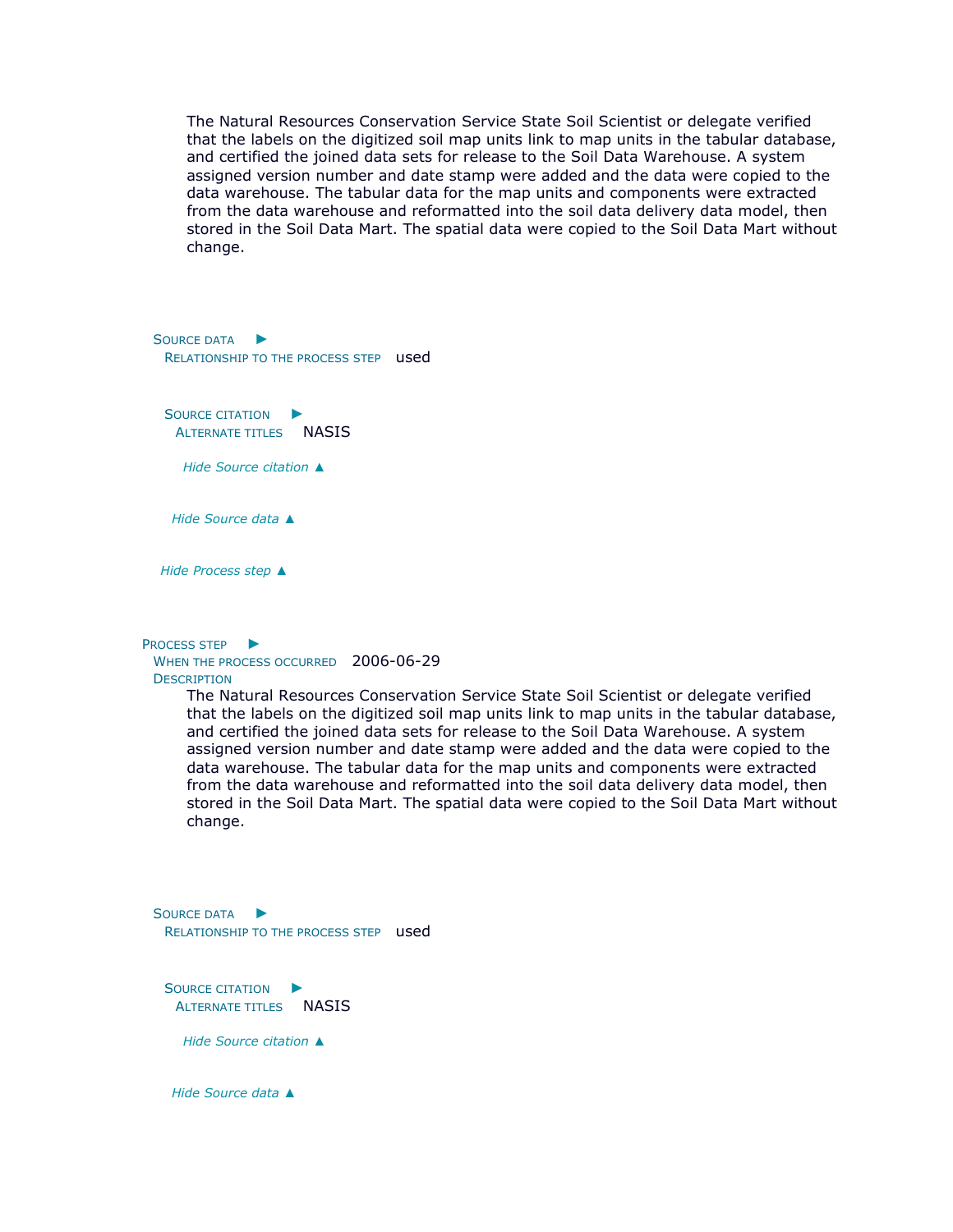The Natural Resources Conservation Service State Soil Scientist or delegate verified that the labels on the digitized soil map units link to map units in the tabular database, and certified the joined data sets for release to the Soil Data Warehouse. A system assigned version number and date stamp were added and the data were copied to the data warehouse. The tabular data for the map units and components were extracted from the data warehouse and reformatted into the soil data delivery data model, then stored in the Soil Data Mart. The spatial data were copied to the Soil Data Mart without change.

Source data ►
Relationship to the process step used

Source citation ►
Alternate titles NASIS

*Hide Source citation ▲*

*Hide Source data ▲*

*Hide Process step ▲*

Process step ►
When the process occurred 2006-06-29
Description
The Natural Resources Conservation Service State Soil Scientist or delegate verified that the labels on the digitized soil map units link to map units in the tabular database, and certified the joined data sets for release to the Soil Data Warehouse. A system assigned version number and date stamp were added and the data were copied to the data warehouse. The tabular data for the map units and components were extracted from the data warehouse and reformatted into the soil data delivery data model, then stored in the Soil Data Mart. The spatial data were copied to the Soil Data Mart without change.

Source data ►
Relationship to the process step used

Source citation ►
Alternate titles NASIS

*Hide Source citation ▲*

*Hide Source data ▲*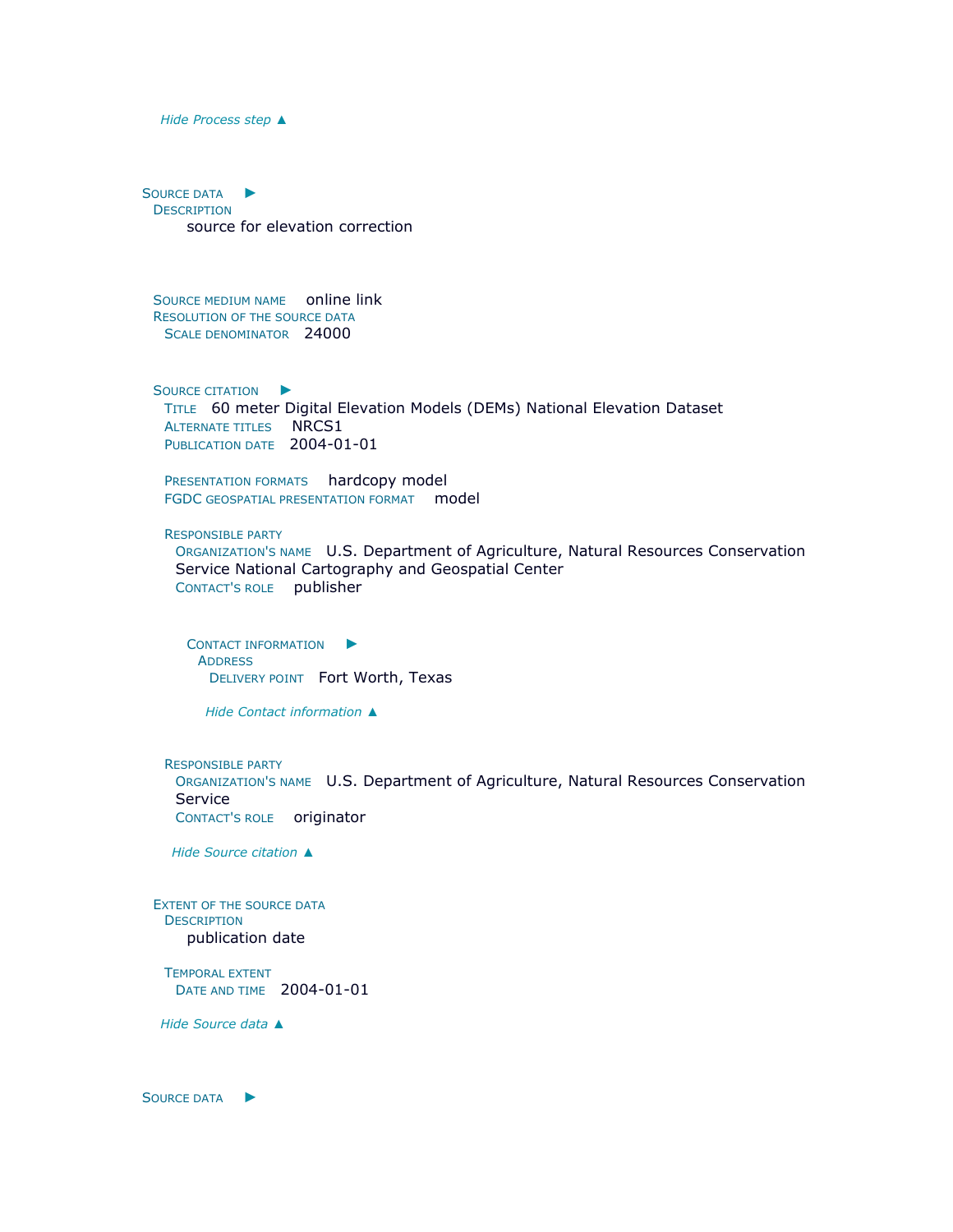*Hide Process step ▲*

**Source data** ►

**Description**

source for elevation correction

**Source medium name** online link

**Resolution of the source data**

**Scale denominator** 24000

**Source citation** ►

**Title** 60 meter Digital Elevation Models (DEMs) National Elevation Dataset

**Alternate titles** NRCS1

**Publication date** 2004-01-01

**Presentation formats** hardcopy model

**FGDC geospatial presentation format** model

**Responsible party**

**Organization's name** U.S. Department of Agriculture, Natural Resources Conservation Service National Cartography and Geospatial Center

**Contact's role** publisher

**Contact information** ►

**Address**

**Delivery point** Fort Worth, Texas

*Hide Contact information ▲*

**Responsible party**

**Organization's name** U.S. Department of Agriculture, Natural Resources Conservation Service

**Contact's role** originator

*Hide Source citation ▲*

**Extent of the source data**

**Description**

publication date

**Temporal extent**

**Date and time** 2004-01-01

*Hide Source data ▲*

**Source data** ►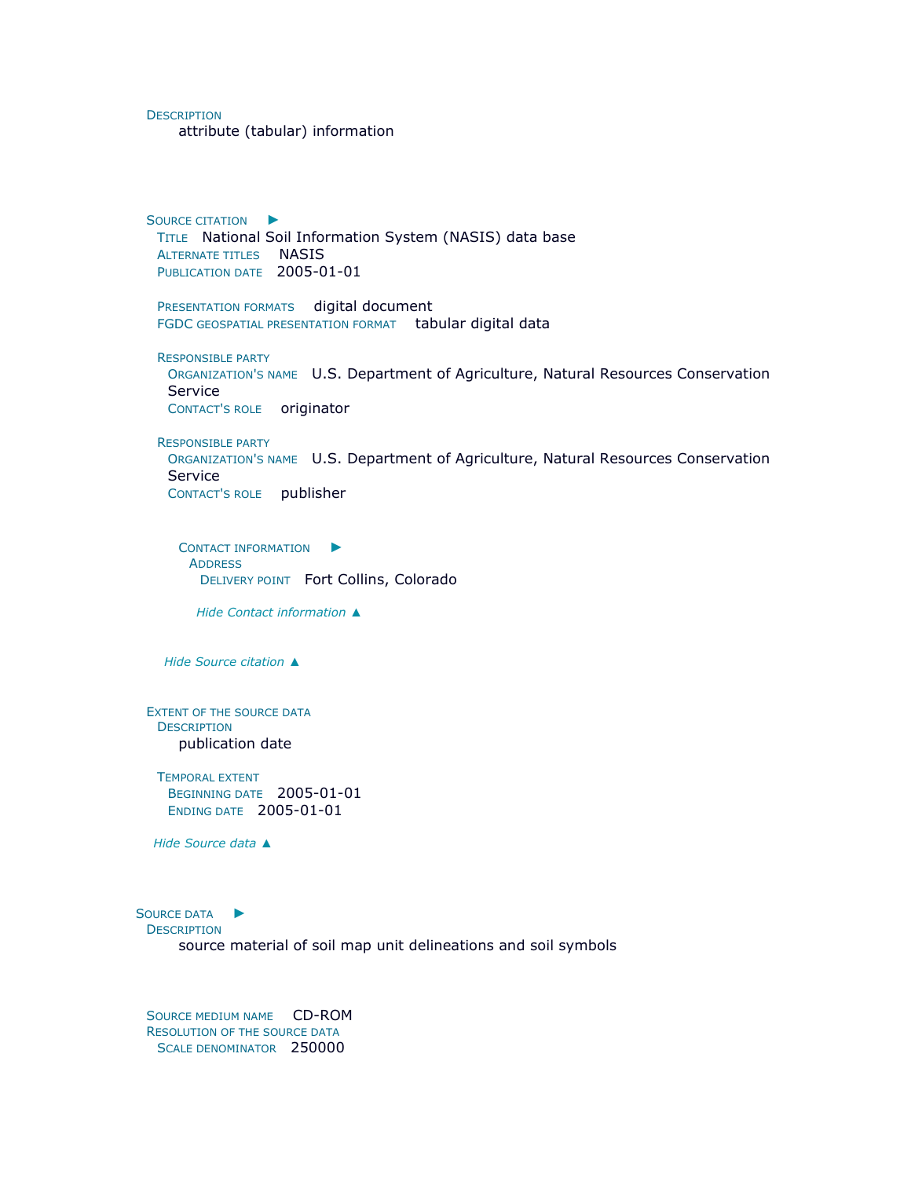**Description**

attribute (tabular) information

**Source citation** ►

**Title** National Soil Information System (NASIS) data base
**Alternate titles** NASIS
**Publication date** 2005-01-01

**Presentation formats** digital document
**FGDC geospatial presentation format** tabular digital data

**Responsible party**
**Organization's name** U.S. Department of Agriculture, Natural Resources Conservation Service
**Contact's role** originator

**Responsible party**
**Organization's name** U.S. Department of Agriculture, Natural Resources Conservation Service
**Contact's role** publisher

**Contact information** ►
**Address**
**Delivery point** Fort Collins, Colorado

*Hide Contact information ▲*

*Hide Source citation ▲*

**Extent of the source data**
**Description**
publication date

**Temporal extent**
**Beginning date** 2005-01-01
**Ending date** 2005-01-01

*Hide Source data ▲*

**Source data** ►
**Description**
source material of soil map unit delineations and soil symbols

**Source medium name** CD-ROM
**Resolution of the source data**
**Scale denominator** 250000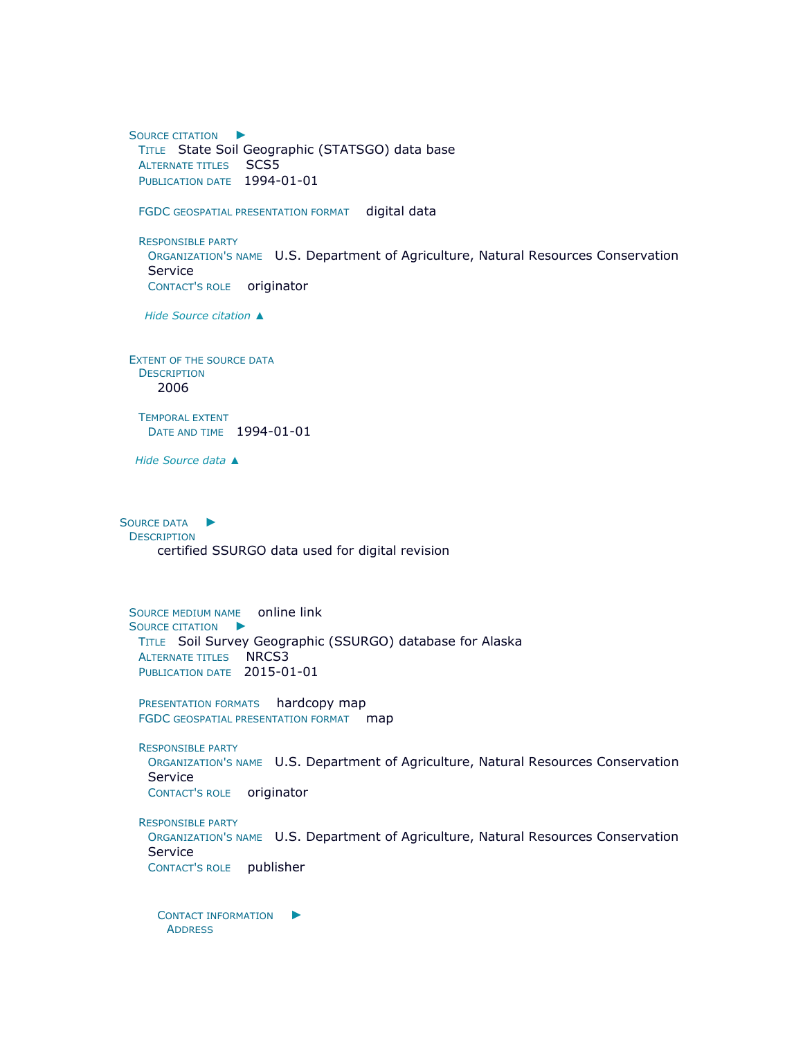**Source citation** ►

**Title** State Soil Geographic (STATSGO) data base
**Alternate titles** SCS5
**Publication date** 1994-01-01

**FGDC geospatial presentation format** digital data

**Responsible party**
**Organization's name** U.S. Department of Agriculture, Natural Resources Conservation Service
**Contact's role** originator

*Hide Source citation* ▲

**Extent of the source data**
**Description**
2006

**Temporal extent**
**Date and time** 1994-01-01

*Hide Source data* ▲

**Source data** ►
**Description**
certified SSURGO data used for digital revision

**Source medium name** online link
**Source citation** ►
**Title** Soil Survey Geographic (SSURGO) database for Alaska
**Alternate titles** NRCS3
**Publication date** 2015-01-01

**Presentation formats** hardcopy map
**FGDC geospatial presentation format** map

**Responsible party**
**Organization's name** U.S. Department of Agriculture, Natural Resources Conservation Service
**Contact's role** originator

**Responsible party**
**Organization's name** U.S. Department of Agriculture, Natural Resources Conservation Service
**Contact's role** publisher

**Contact information** ►
**Address**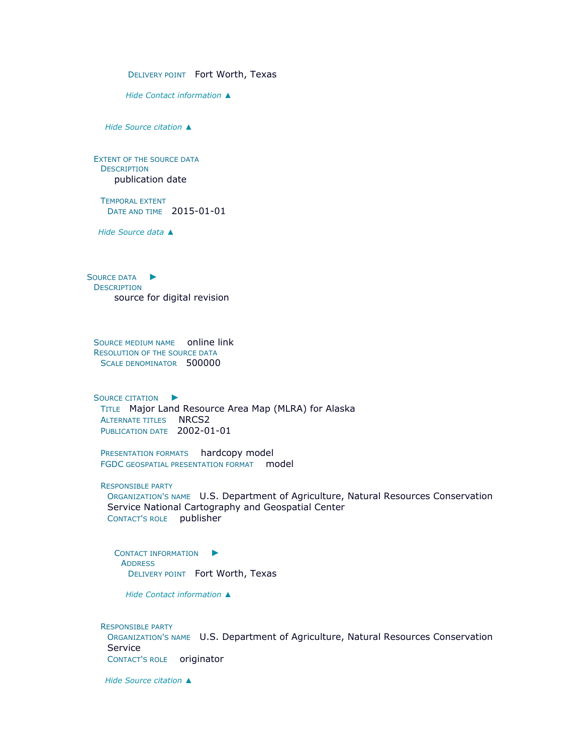Delivery point Fort Worth, Texas

*Hide Contact information ▲*

*Hide Source citation ▲*

Extent of the source data
Description
publication date

Temporal extent
Date and time 2015-01-01

*Hide Source data ▲*

Source data ►
Description
source for digital revision

Source medium name online link
Resolution of the source data
Scale denominator 500000

Source citation ►
Title Major Land Resource Area Map (MLRA) for Alaska
Alternate titles NRCS2
Publication date 2002-01-01

Presentation formats hardcopy model
FGDC geospatial presentation format model

Responsible party
Organization's name U.S. Department of Agriculture, Natural Resources Conservation Service National Cartography and Geospatial Center
Contact's role publisher

Contact information ►
Address
Delivery point Fort Worth, Texas

*Hide Contact information ▲*

Responsible party
Organization's name U.S. Department of Agriculture, Natural Resources Conservation Service
Contact's role originator

*Hide Source citation ▲*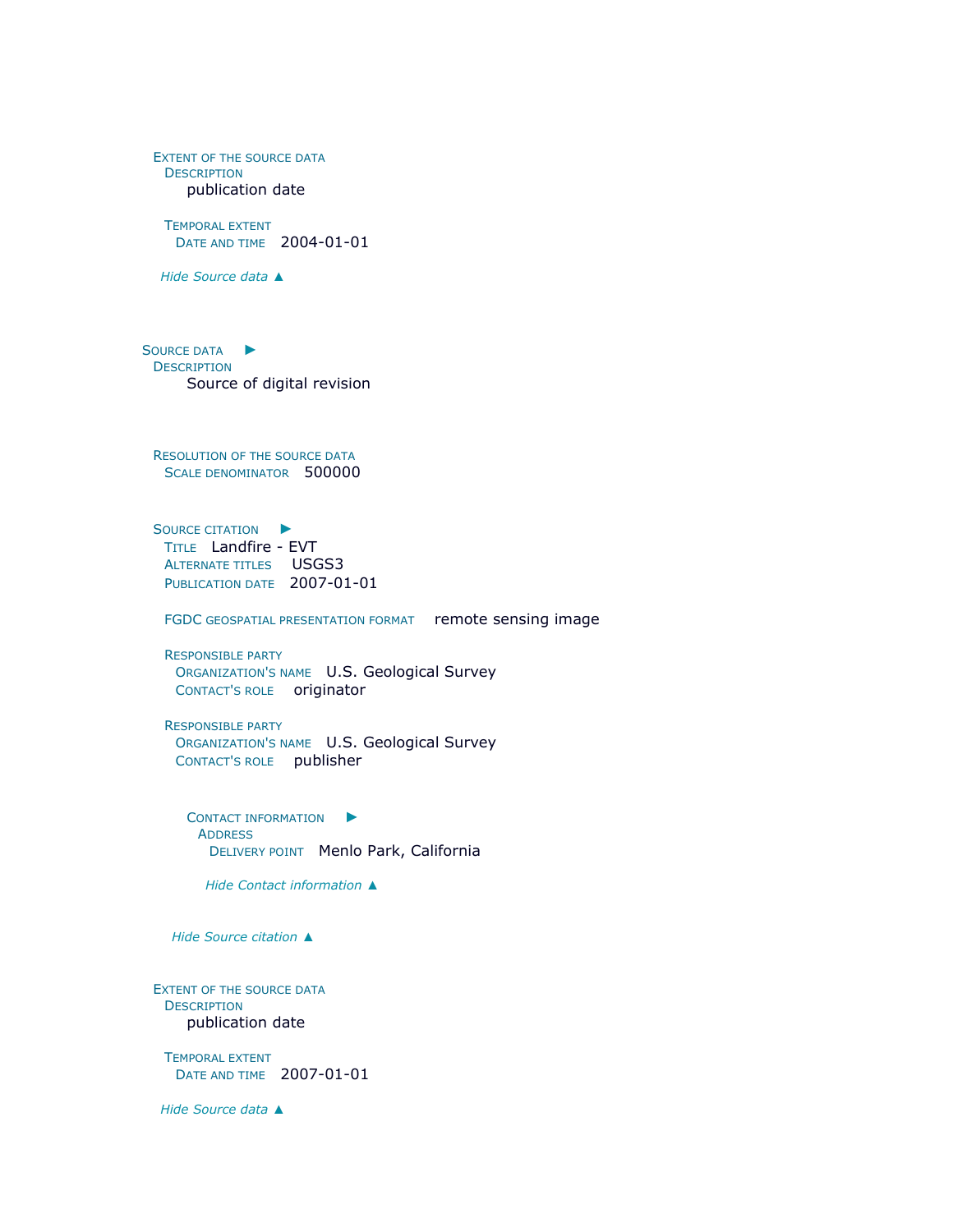Extent of the source data
Description
publication date

Temporal extent
Date and time 2004-01-01

*Hide Source data ▲*

Source data ►
Description
Source of digital revision

Resolution of the source data
Scale denominator 500000

Source citation ►
Title Landfire - EVT
Alternate titles USGS3
Publication date 2007-01-01

FGDC geospatial presentation format remote sensing image

Responsible party
Organization's name U.S. Geological Survey
Contact's role originator

Responsible party
Organization's name U.S. Geological Survey
Contact's role publisher

Contact information ►
Address
Delivery point Menlo Park, California

*Hide Contact information ▲*

*Hide Source citation ▲*

Extent of the source data
Description
publication date

Temporal extent
Date and time 2007-01-01

*Hide Source data ▲*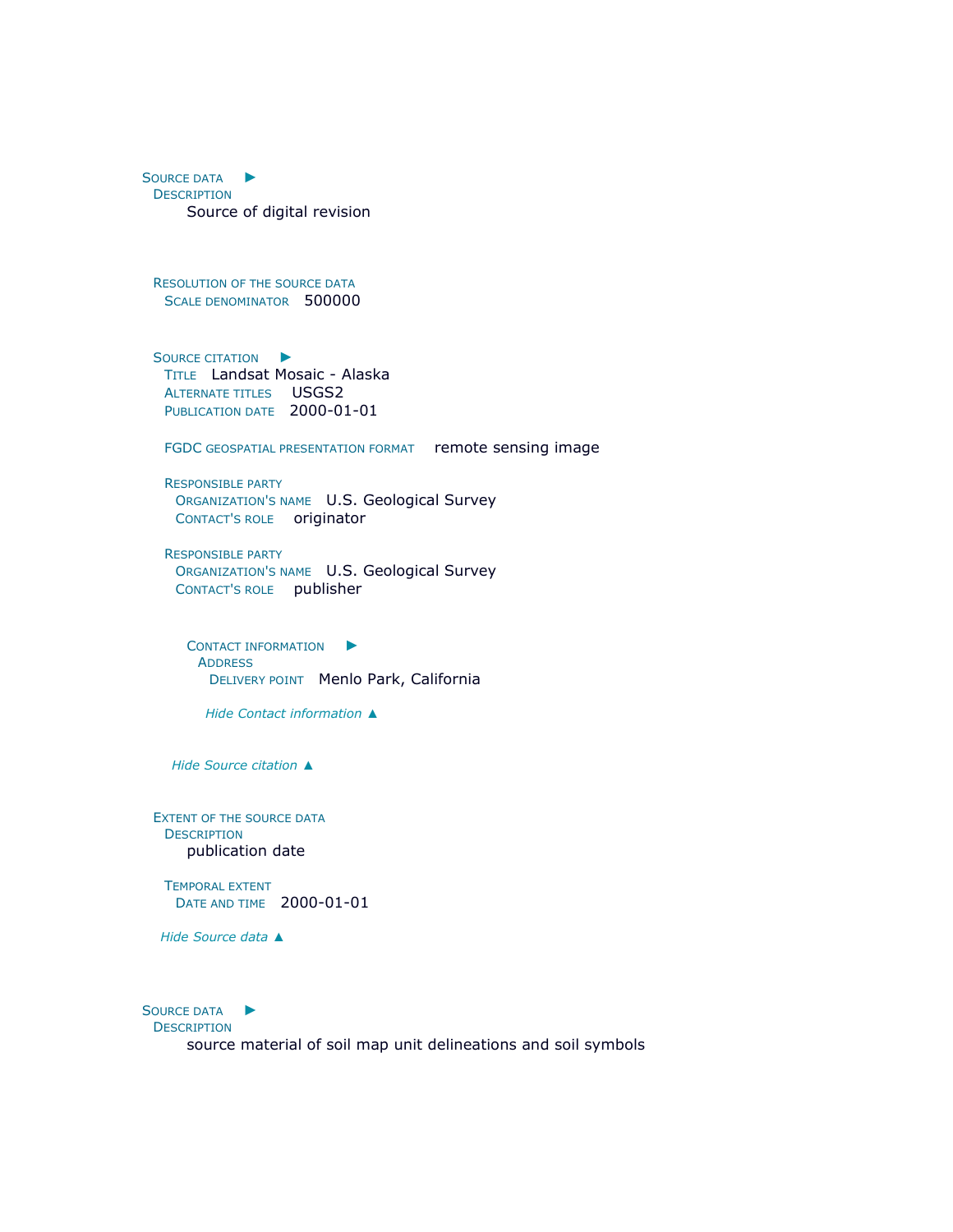Source data ►
  Description
    Source of digital revision

  Resolution of the source data
    Scale denominator   500000

  Source citation ►
    Title   Landsat Mosaic - Alaska
    Alternate titles   USGS2
    Publication date   2000-01-01

    FGDC geospatial presentation format   remote sensing image

    Responsible party
      Organization's name   U.S. Geological Survey
      Contact's role   originator

    Responsible party
      Organization's name   U.S. Geological Survey
      Contact's role   publisher

        Contact information ►
          Address
            Delivery point   Menlo Park, California

          *Hide Contact information ▲*

    *Hide Source citation ▲*

  Extent of the source data
    Description
      publication date

    Temporal extent
      Date and time   2000-01-01

  *Hide Source data ▲*

Source data ►
  Description
    source material of soil map unit delineations and soil symbols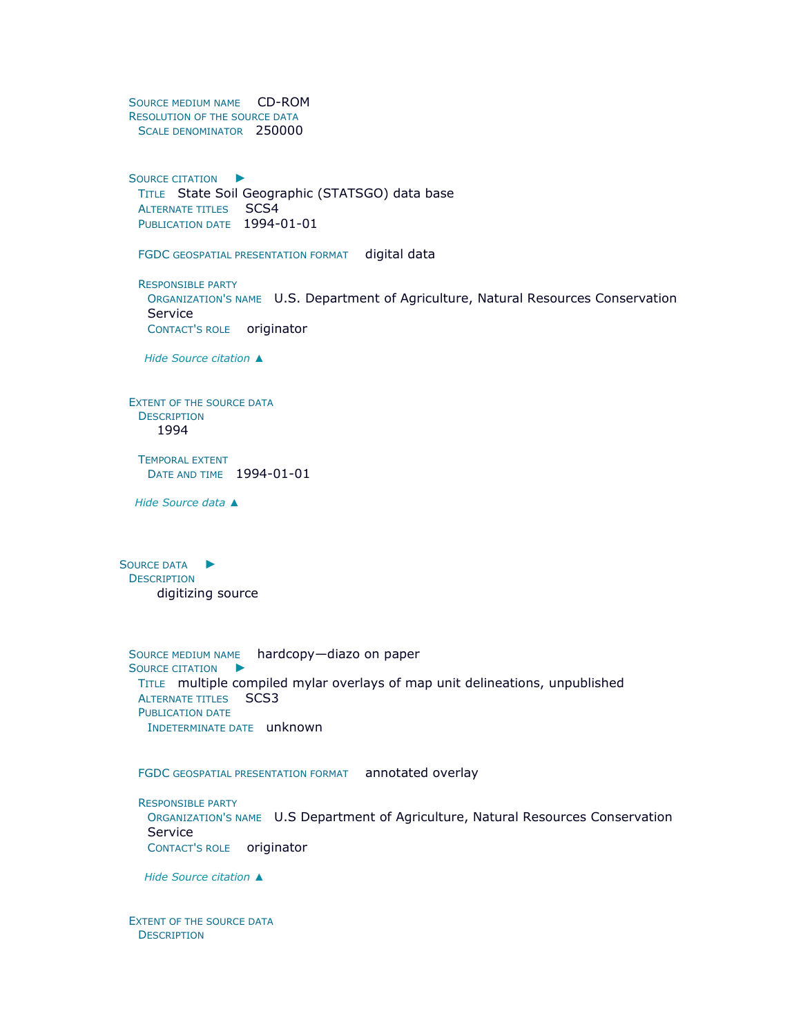**Source medium name** CD-ROM
**Resolution of the source data**
**Scale denominator** 250000

**Source citation** ►
**Title** State Soil Geographic (STATSGO) data base
**Alternate titles** SCS4
**Publication date** 1994-01-01

**FGDC geospatial presentation format** digital data

**Responsible party**
**Organization's name** U.S. Department of Agriculture, Natural Resources Conservation Service
**Contact's role** originator

*Hide Source citation ▲*

**Extent of the source data**
**Description**
1994

**Temporal extent**
**Date and time** 1994-01-01

*Hide Source data ▲*

**Source data** ►
**Description**
digitizing source

**Source medium name** hardcopy—diazo on paper
**Source citation** ►
**Title** multiple compiled mylar overlays of map unit delineations, unpublished
**Alternate titles** SCS3
**Publication date**
**Indeterminate date** unknown

**FGDC geospatial presentation format** annotated overlay

**Responsible party**
**Organization's name** U.S Department of Agriculture, Natural Resources Conservation Service
**Contact's role** originator

*Hide Source citation ▲*

**Extent of the source data**
**Description**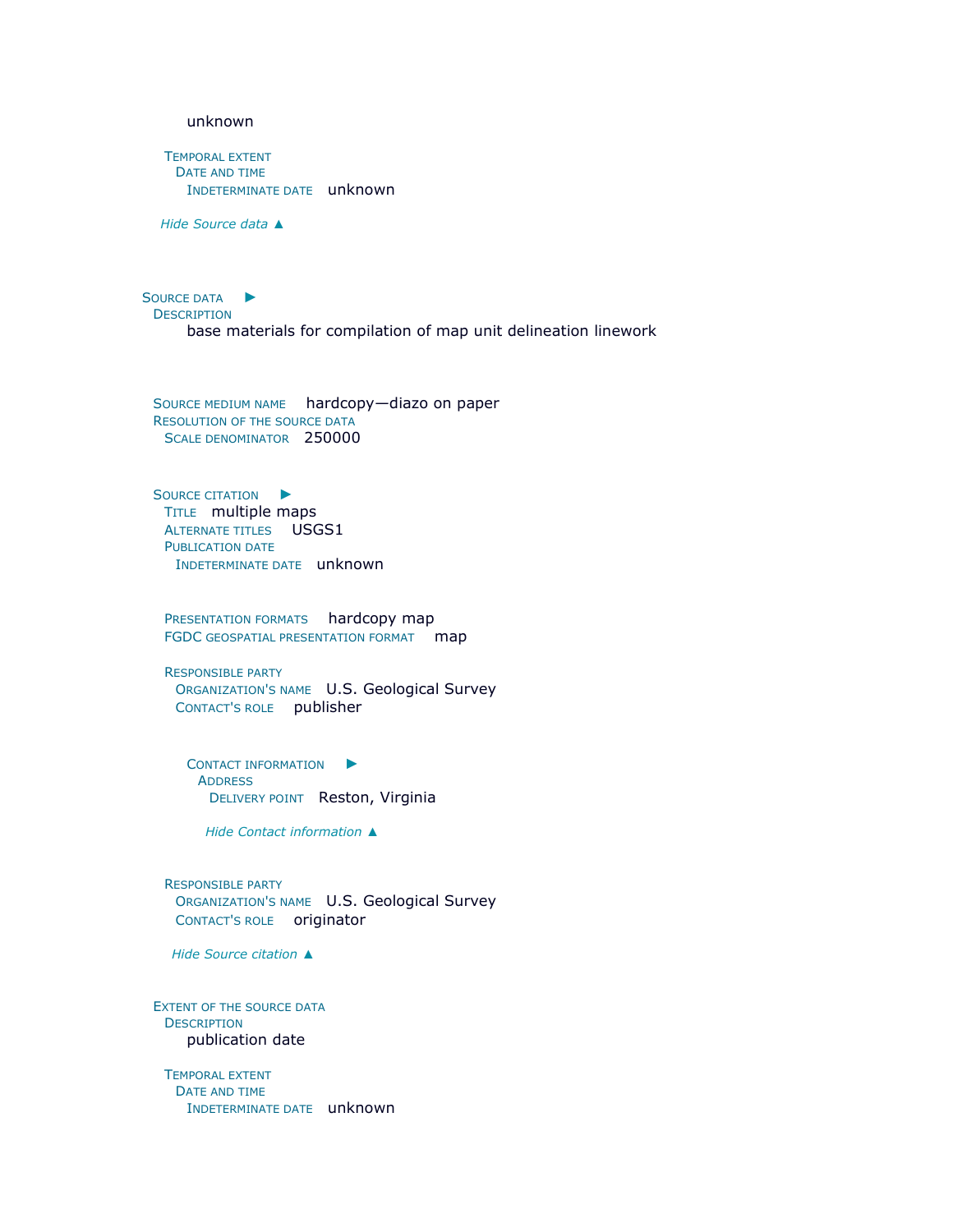unknown

Temporal extent
Date and time
Indeterminate date unknown

*Hide Source data ▲*

Source data ►
Description
base materials for compilation of map unit delineation linework

Source medium name hardcopy—diazo on paper
Resolution of the source data
Scale denominator 250000

Source citation ►
Title multiple maps
Alternate titles USGS1
Publication date
Indeterminate date unknown

Presentation formats hardcopy map
FGDC geospatial presentation format map

Responsible party
Organization's name U.S. Geological Survey
Contact's role publisher

Contact information ►
Address
Delivery point Reston, Virginia

*Hide Contact information ▲*

Responsible party
Organization's name U.S. Geological Survey
Contact's role originator

*Hide Source citation ▲*

Extent of the source data
Description
publication date

Temporal extent
Date and time
Indeterminate date unknown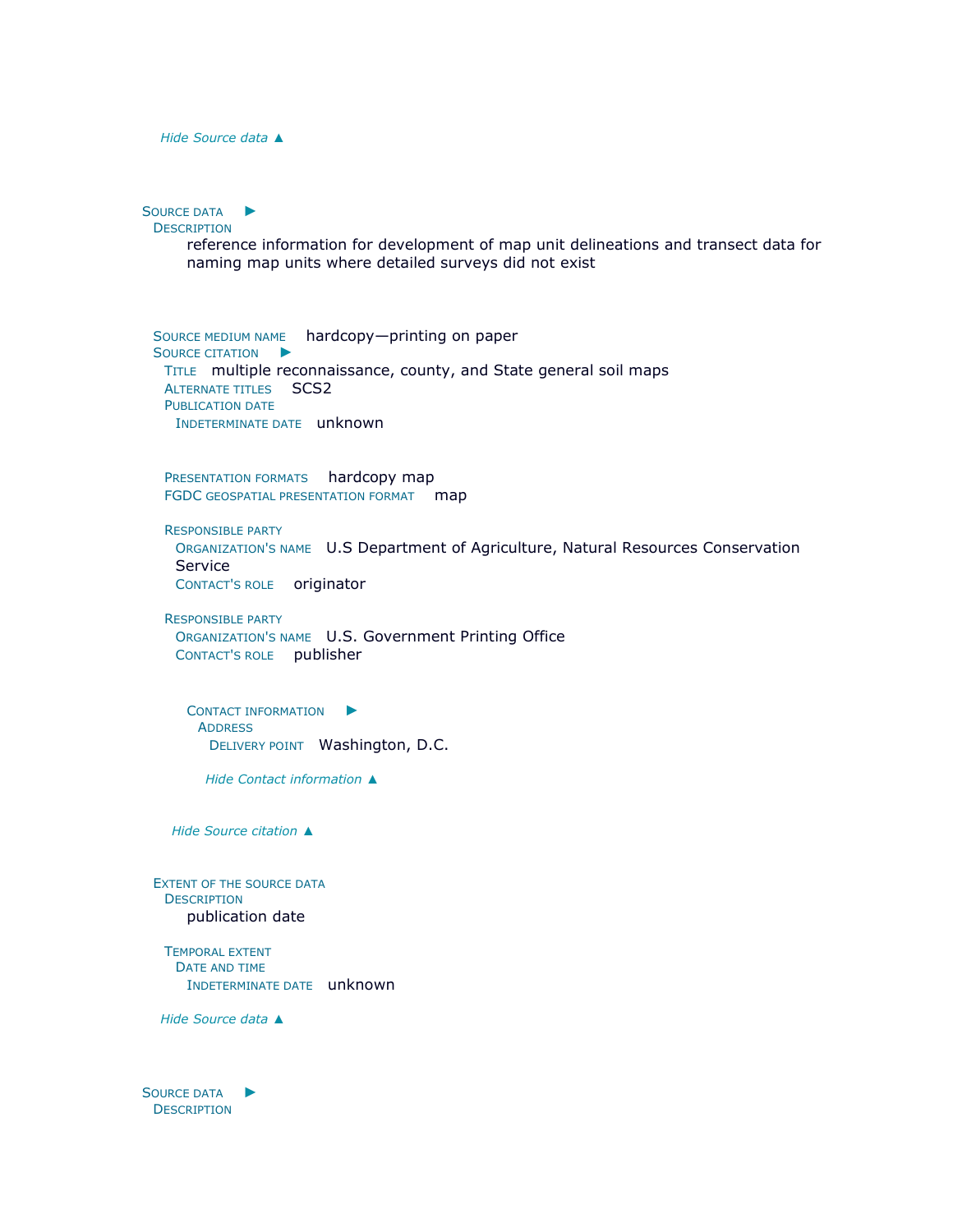*Hide Source data ▲*

**Source data ►**

**Description**

reference information for development of map unit delineations and transect data for naming map units where detailed surveys did not exist

**Source medium name** hardcopy—printing on paper

**Source citation ►**

**Title** multiple reconnaissance, county, and State general soil maps

**Alternate titles** SCS2

**Publication date**

**Indeterminate date** unknown

**Presentation formats** hardcopy map

**FGDC geospatial presentation format** map

**Responsible party**

**Organization's name** U.S Department of Agriculture, Natural Resources Conservation Service

**Contact's role** originator

**Responsible party**

**Organization's name** U.S. Government Printing Office

**Contact's role** publisher

**Contact information ►**

**Address**

**Delivery point** Washington, D.C.

*Hide Contact information ▲*

*Hide Source citation ▲*

**Extent of the source data**

**Description**

publication date

**Temporal extent**

**Date and time**

**Indeterminate date** unknown

*Hide Source data ▲*

**Source data ►**

**Description**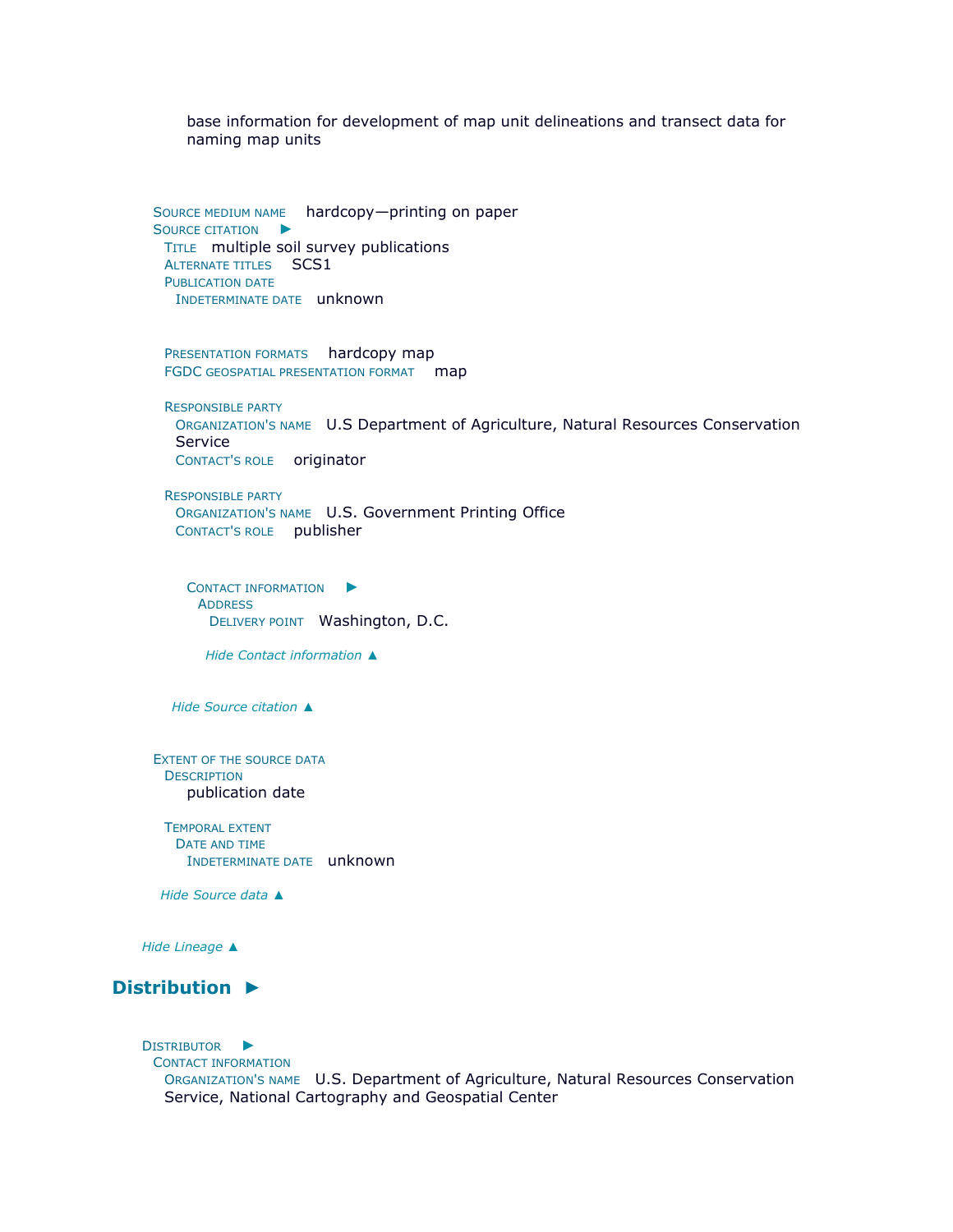base information for development of map unit delineations and transect data for naming map units

Source medium name hardcopy—printing on paper

Source citation ►

Title multiple soil survey publications

Alternate titles SCS1

Publication date

Indeterminate date unknown

Presentation formats hardcopy map

FGDC geospatial presentation format map

Responsible party

Organization's name U.S Department of Agriculture, Natural Resources Conservation Service

Contact's role originator

Responsible party

Organization's name U.S. Government Printing Office

Contact's role publisher

Contact information ►

Address

Delivery point Washington, D.C.

*Hide Contact information ▲*

*Hide Source citation ▲*

Extent of the source data

Description

publication date

Temporal extent

Date and time

Indeterminate date unknown

*Hide Source data ▲*

*Hide Lineage ▲*

## Distribution ►

Distributor ►

Contact information

Organization's name U.S. Department of Agriculture, Natural Resources Conservation Service, National Cartography and Geospatial Center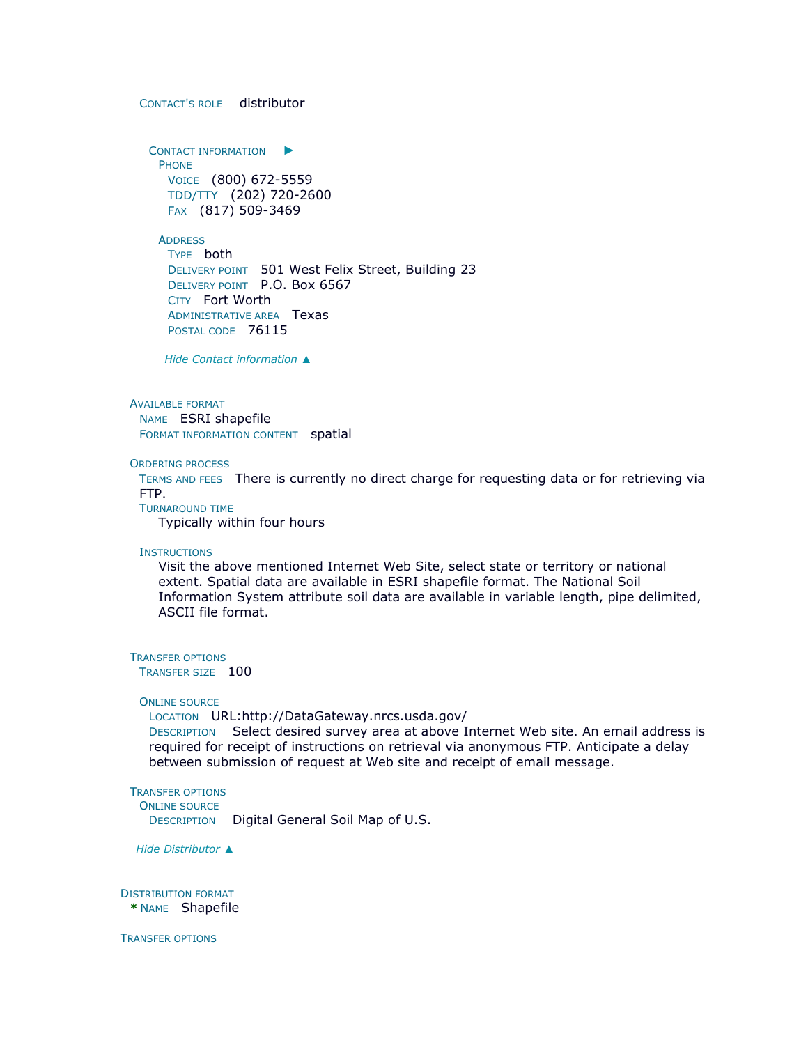CONTACT'S ROLE distributor

CONTACT INFORMATION ►

PHONE

VOICE (800) 672-5559

TDD/TTY (202) 720-2600

FAX (817) 509-3469

ADDRESS

TYPE both

DELIVERY POINT 501 West Felix Street, Building 23

DELIVERY POINT P.O. Box 6567

CITY Fort Worth

ADMINISTRATIVE AREA Texas

POSTAL CODE 76115

*Hide Contact information ▲*

AVAILABLE FORMAT

NAME ESRI shapefile

FORMAT INFORMATION CONTENT spatial

ORDERING PROCESS

TERMS AND FEES There is currently no direct charge for requesting data or for retrieving via FTP.

TURNAROUND TIME

Typically within four hours

INSTRUCTIONS

Visit the above mentioned Internet Web Site, select state or territory or national extent. Spatial data are available in ESRI shapefile format. The National Soil Information System attribute soil data are available in variable length, pipe delimited, ASCII file format.

TRANSFER OPTIONS

TRANSFER SIZE 100

ONLINE SOURCE

LOCATION URL:http://DataGateway.nrcs.usda.gov/

DESCRIPTION Select desired survey area at above Internet Web site. An email address is required for receipt of instructions on retrieval via anonymous FTP. Anticipate a delay between submission of request at Web site and receipt of email message.

TRANSFER OPTIONS

ONLINE SOURCE

DESCRIPTION Digital General Soil Map of U.S.

*Hide Distributor ▲*

DISTRIBUTION FORMAT

* NAME Shapefile

TRANSFER OPTIONS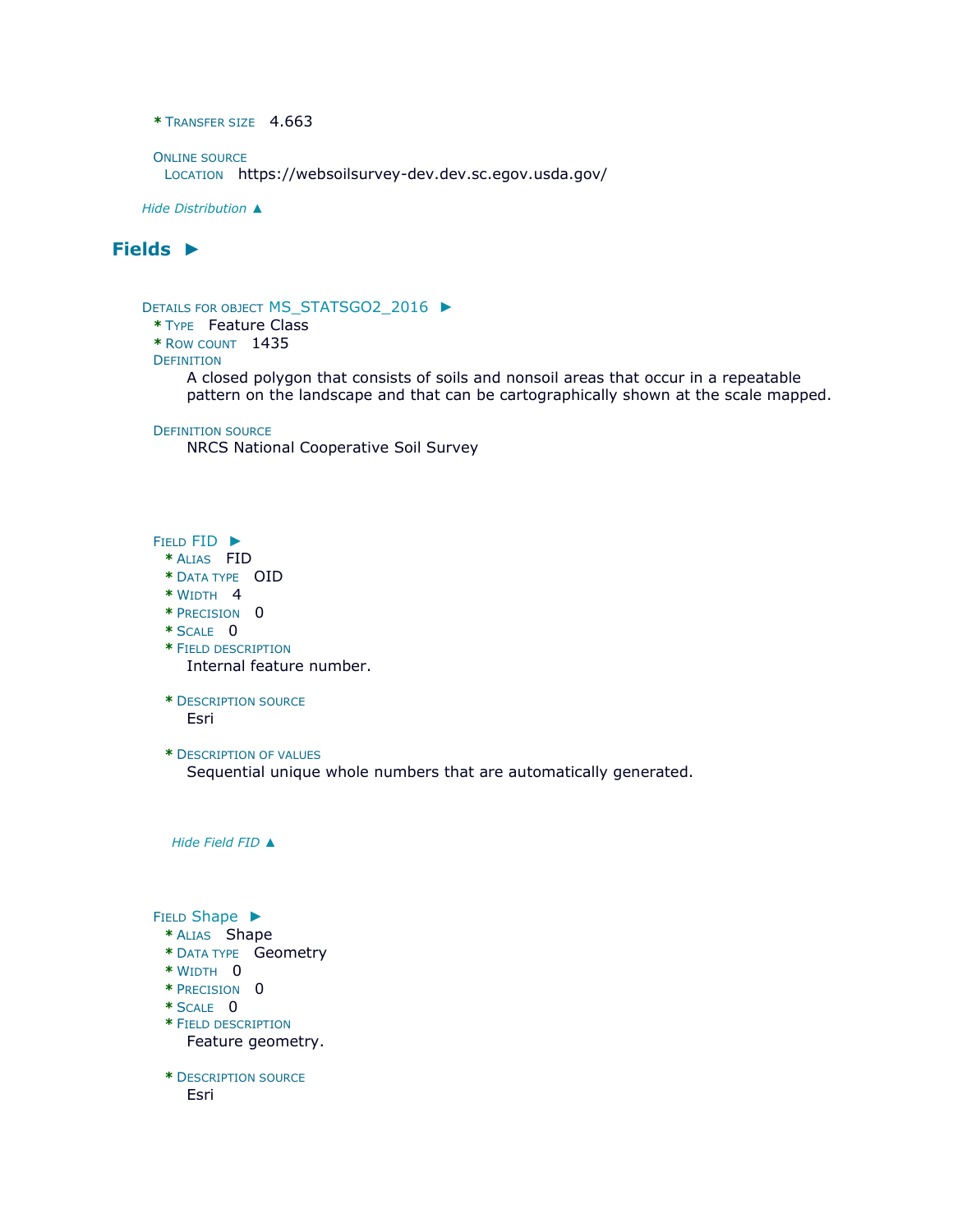* TRANSFER SIZE 4.663

ONLINE SOURCE
LOCATION https://websoilsurvey-dev.dev.sc.egov.usda.gov/

*Hide Distribution ▲*

## Fields ►

DETAILS FOR OBJECT MS_STATSGO2_2016 ►
* TYPE Feature Class
* ROW COUNT 1435

DEFINITION
A closed polygon that consists of soils and nonsoil areas that occur in a repeatable pattern on the landscape and that can be cartographically shown at the scale mapped.

DEFINITION SOURCE
NRCS National Cooperative Soil Survey

FIELD FID ►
* ALIAS FID
* DATA TYPE OID
* WIDTH 4
* PRECISION 0
* SCALE 0
* FIELD DESCRIPTION
Internal feature number.

* DESCRIPTION SOURCE
Esri

* DESCRIPTION OF VALUES
Sequential unique whole numbers that are automatically generated.

*Hide Field FID ▲*

FIELD Shape ►
* ALIAS Shape
* DATA TYPE Geometry
* WIDTH 0
* PRECISION 0
* SCALE 0
* FIELD DESCRIPTION
Feature geometry.

* DESCRIPTION SOURCE
Esri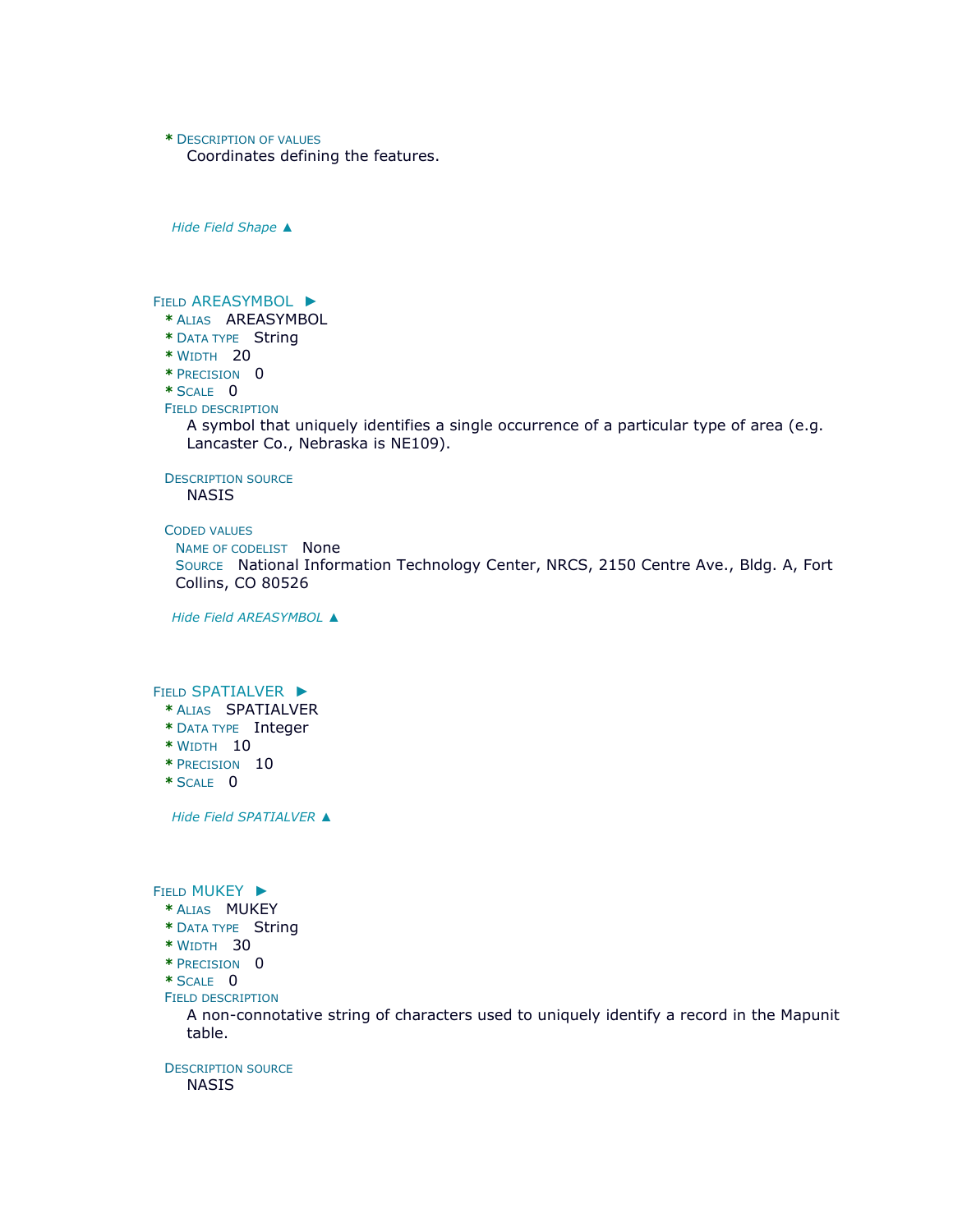* Description of values
    Coordinates defining the features.

*Hide Field Shape ▲*

**Field AREASYMBOL ►**

* Alias   AREASYMBOL
* Data type   String
* Width   20
* Precision   0
* Scale   0

Field description
    A symbol that uniquely identifies a single occurrence of a particular type of area (e.g. Lancaster Co., Nebraska is NE109).

Description source
    NASIS

Coded values
  Name of codelist   None
  Source   National Information Technology Center, NRCS, 2150 Centre Ave., Bldg. A, Fort Collins, CO 80526

*Hide Field AREASYMBOL ▲*

**Field SPATIALVER ►**

* Alias   SPATIALVER
* Data type   Integer
* Width   10
* Precision   10
* Scale   0

*Hide Field SPATIALVER ▲*

**Field MUKEY ►**

* Alias   MUKEY
* Data type   String
* Width   30
* Precision   0
* Scale   0

Field description
    A non-connotative string of characters used to uniquely identify a record in the Mapunit table.

Description source
    NASIS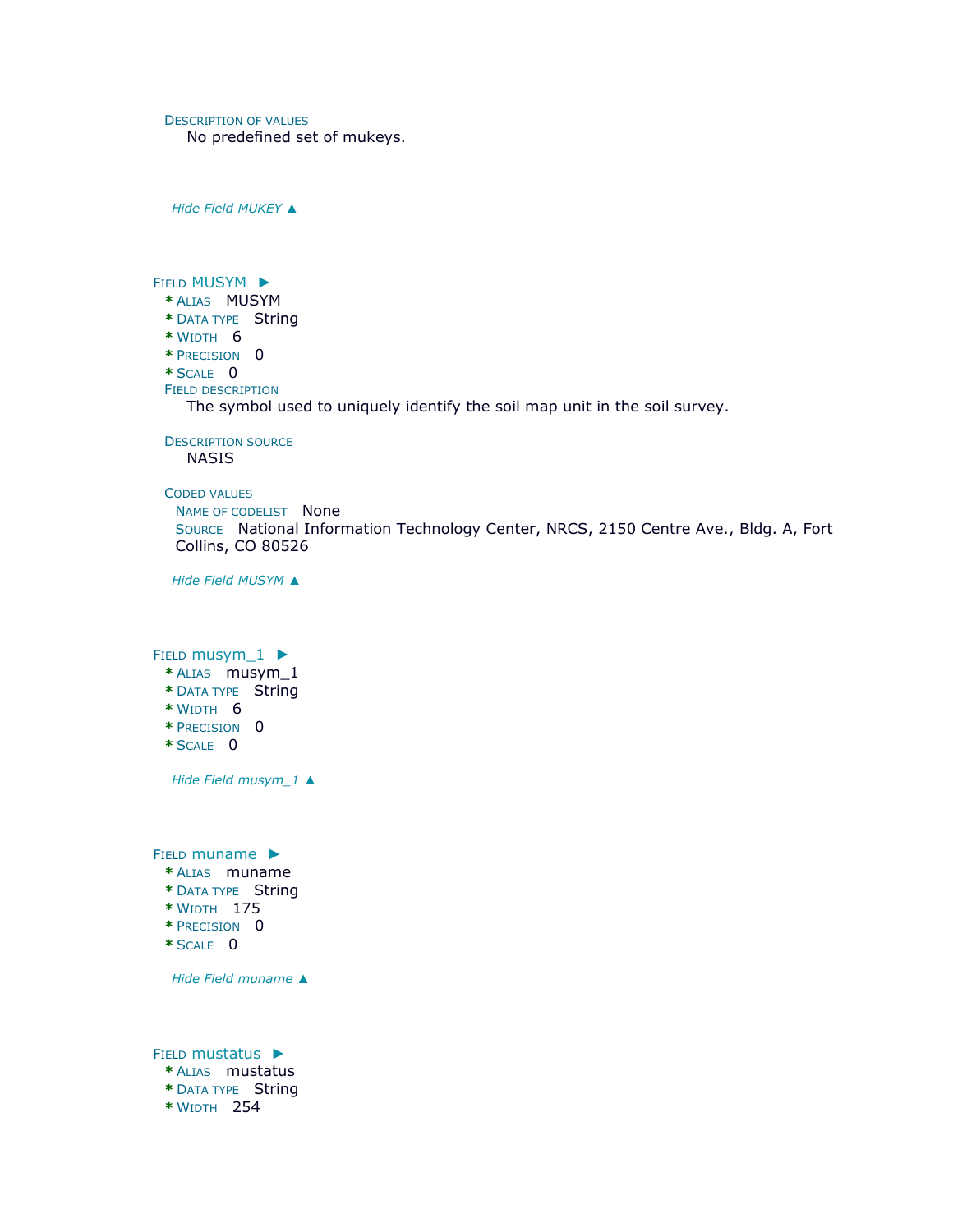Description of values
  No predefined set of mukeys.

*Hide Field MUKEY ▲*

Field MUSYM ►
- * Alias MUSYM
- * Data type String
- * Width 6
- * Precision 0
- * Scale 0

Field description
  The symbol used to uniquely identify the soil map unit in the soil survey.

Description source
  NASIS

Coded values
  Name of codelist None
  Source National Information Technology Center, NRCS, 2150 Centre Ave., Bldg. A, Fort Collins, CO 80526

*Hide Field MUSYM ▲*

Field musym_1 ►
- * Alias musym_1
- * Data type String
- * Width 6
- * Precision 0
- * Scale 0

*Hide Field musym_1 ▲*

Field muname ►
- * Alias muname
- * Data type String
- * Width 175
- * Precision 0
- * Scale 0

*Hide Field muname ▲*

Field mustatus ►
- * Alias mustatus
- * Data type String
- * Width 254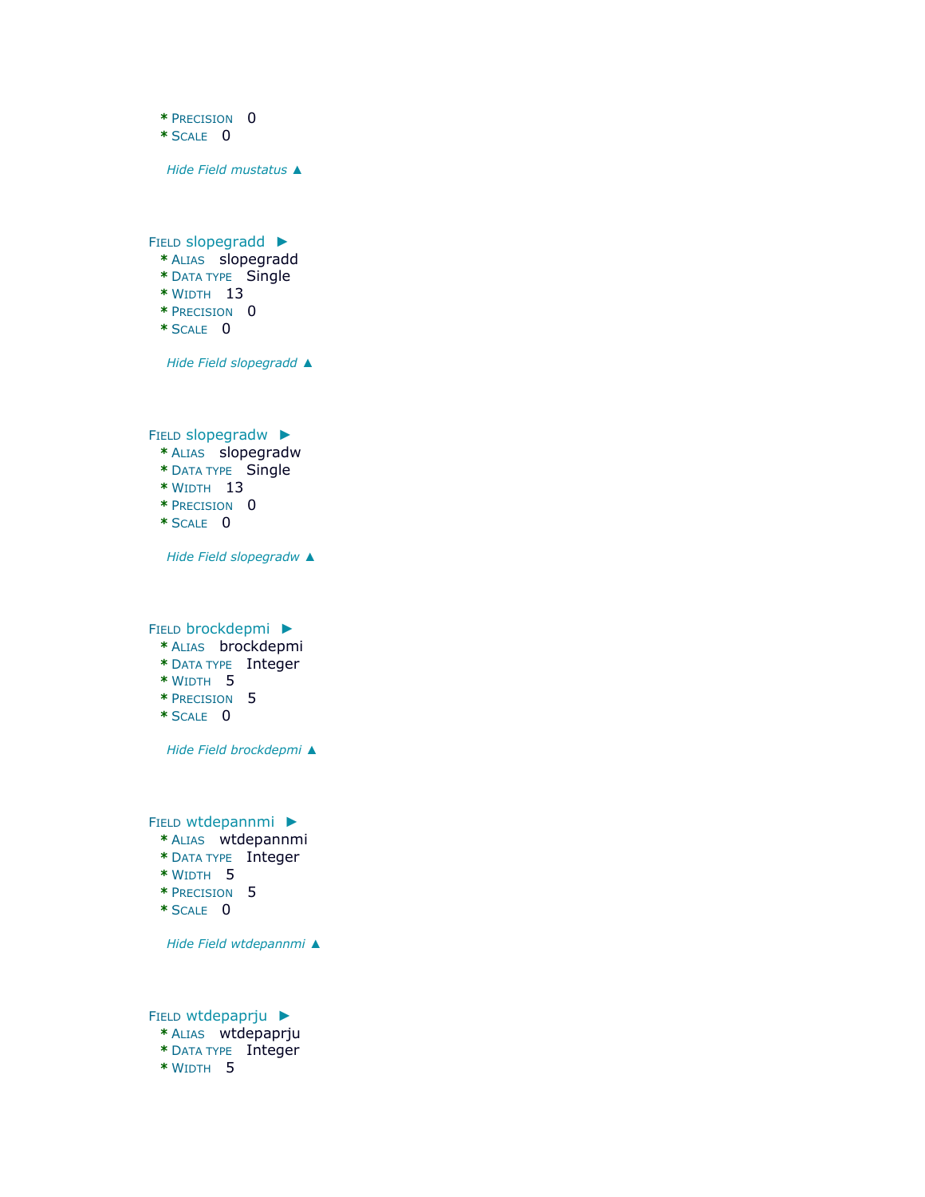* PRECISION 0
* SCALE 0

*Hide Field mustatus ▲*

FIELD slopegradd ►

* ALIAS slopegradd
* DATA TYPE Single
* WIDTH 13
* PRECISION 0
* SCALE 0

*Hide Field slopegradd ▲*

FIELD slopegradw ►

* ALIAS slopegradw
* DATA TYPE Single
* WIDTH 13
* PRECISION 0
* SCALE 0

*Hide Field slopegradw ▲*

FIELD brockdepmi ►

* ALIAS brockdepmi
* DATA TYPE Integer
* WIDTH 5
* PRECISION 5
* SCALE 0

*Hide Field brockdepmi ▲*

FIELD wtdepannmi ►

* ALIAS wtdepannmi
* DATA TYPE Integer
* WIDTH 5
* PRECISION 5
* SCALE 0

*Hide Field wtdepannmi ▲*

FIELD wtdepaprju ►

* ALIAS wtdepaprju
* DATA TYPE Integer
* WIDTH 5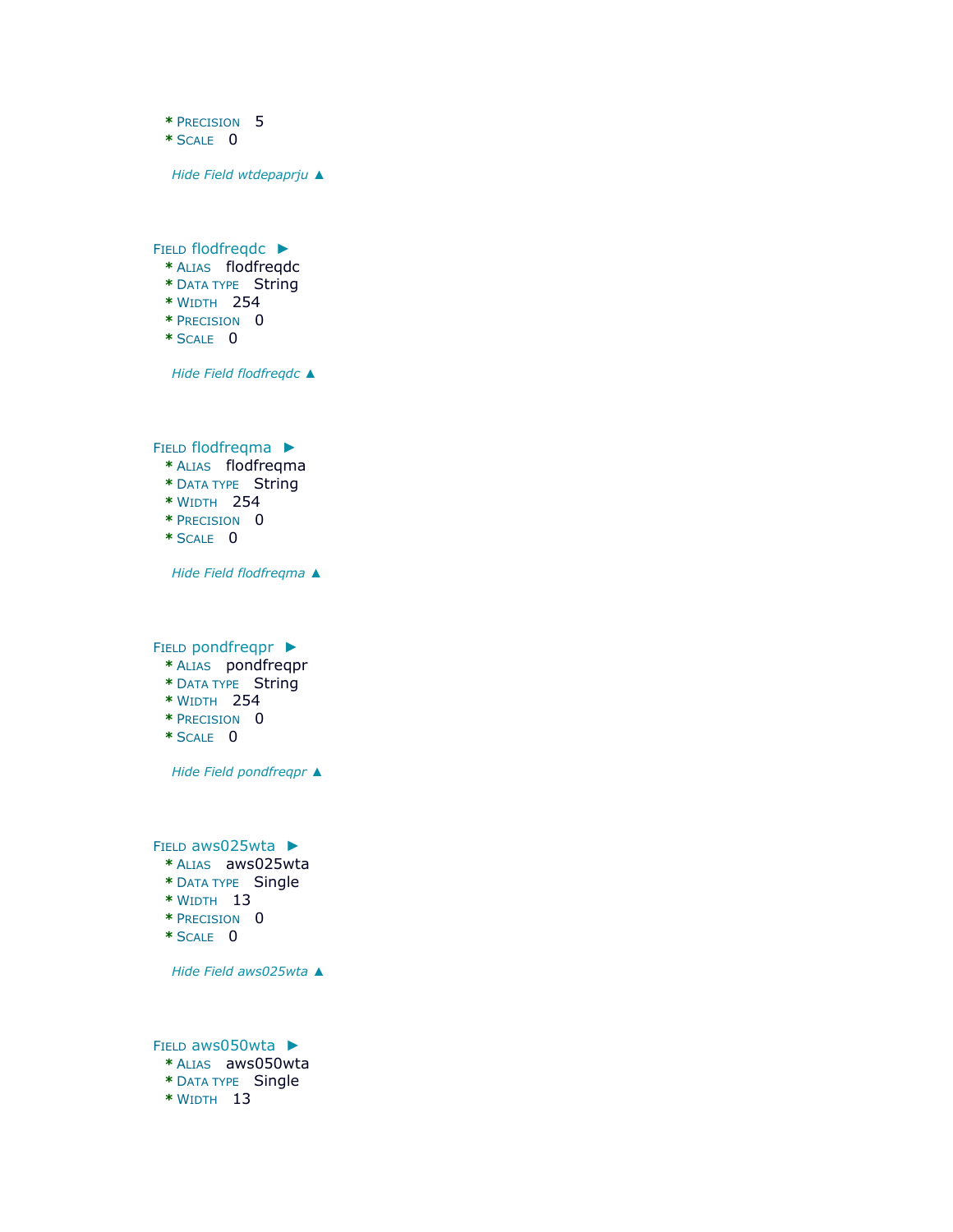* PRECISION 5
* SCALE 0

*Hide Field wtdepaprju ▲*

FIELD flodfreqdc ►
* ALIAS flodfreqdc
* DATA TYPE String
* WIDTH 254
* PRECISION 0
* SCALE 0

*Hide Field flodfreqdc ▲*

FIELD flodfreqma ►
* ALIAS flodfreqma
* DATA TYPE String
* WIDTH 254
* PRECISION 0
* SCALE 0

*Hide Field flodfreqma ▲*

FIELD pondfreqpr ►
* ALIAS pondfreqpr
* DATA TYPE String
* WIDTH 254
* PRECISION 0
* SCALE 0

*Hide Field pondfreqpr ▲*

FIELD aws025wta ►
* ALIAS aws025wta
* DATA TYPE Single
* WIDTH 13
* PRECISION 0
* SCALE 0

*Hide Field aws025wta ▲*

FIELD aws050wta ►
* ALIAS aws050wta
* DATA TYPE Single
* WIDTH 13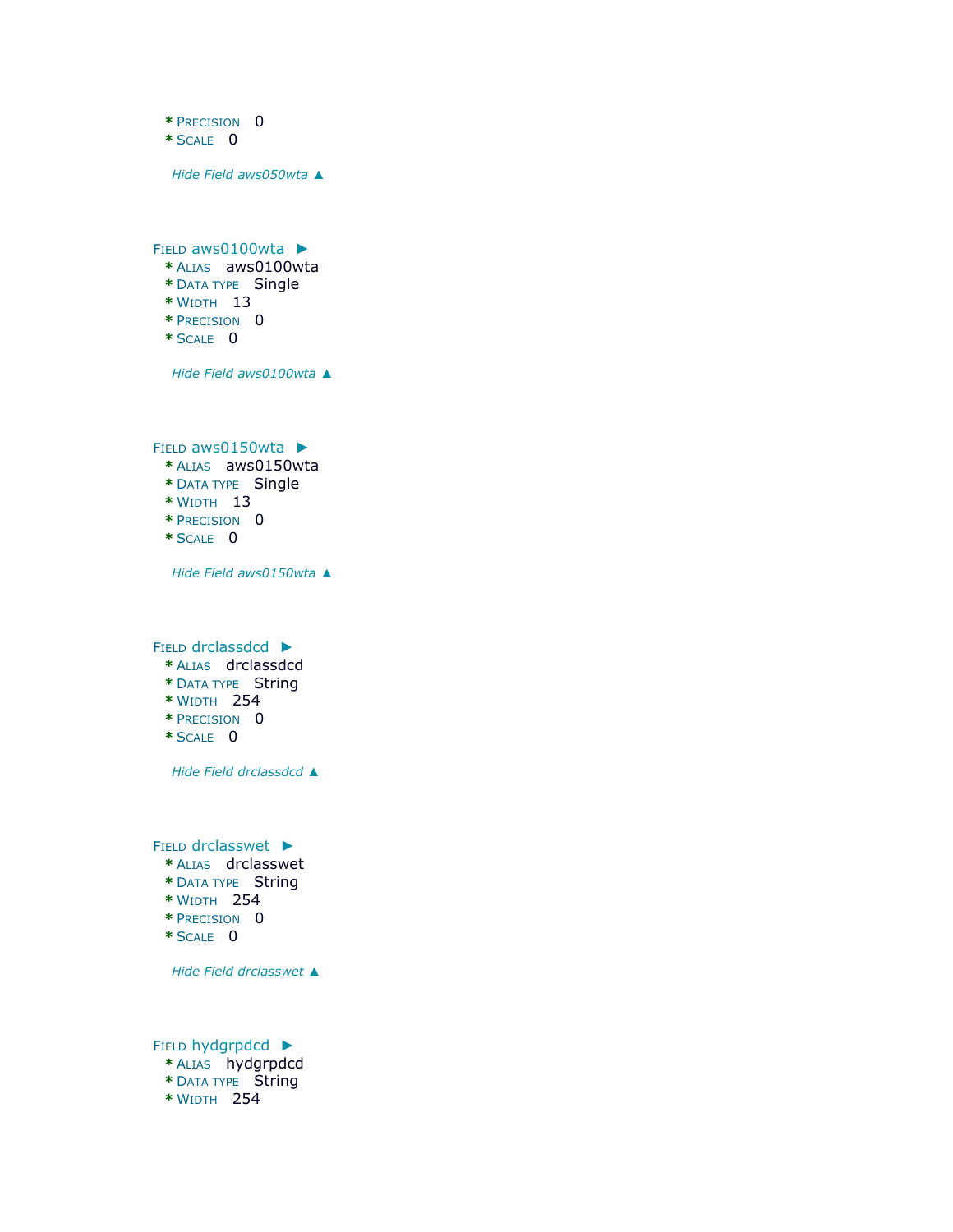* PRECISION 0
* SCALE 0

*Hide Field aws050wta ▲*

FIELD aws0100wta ►
* ALIAS aws0100wta
* DATA TYPE Single
* WIDTH 13
* PRECISION 0
* SCALE 0

*Hide Field aws0100wta ▲*

FIELD aws0150wta ►
* ALIAS aws0150wta
* DATA TYPE Single
* WIDTH 13
* PRECISION 0
* SCALE 0

*Hide Field aws0150wta ▲*

FIELD drclassdcd ►
* ALIAS drclassdcd
* DATA TYPE String
* WIDTH 254
* PRECISION 0
* SCALE 0

*Hide Field drclassdcd ▲*

FIELD drclasswet ►
* ALIAS drclasswet
* DATA TYPE String
* WIDTH 254
* PRECISION 0
* SCALE 0

*Hide Field drclasswet ▲*

FIELD hydgrpdcd ►
* ALIAS hydgrpdcd
* DATA TYPE String
* WIDTH 254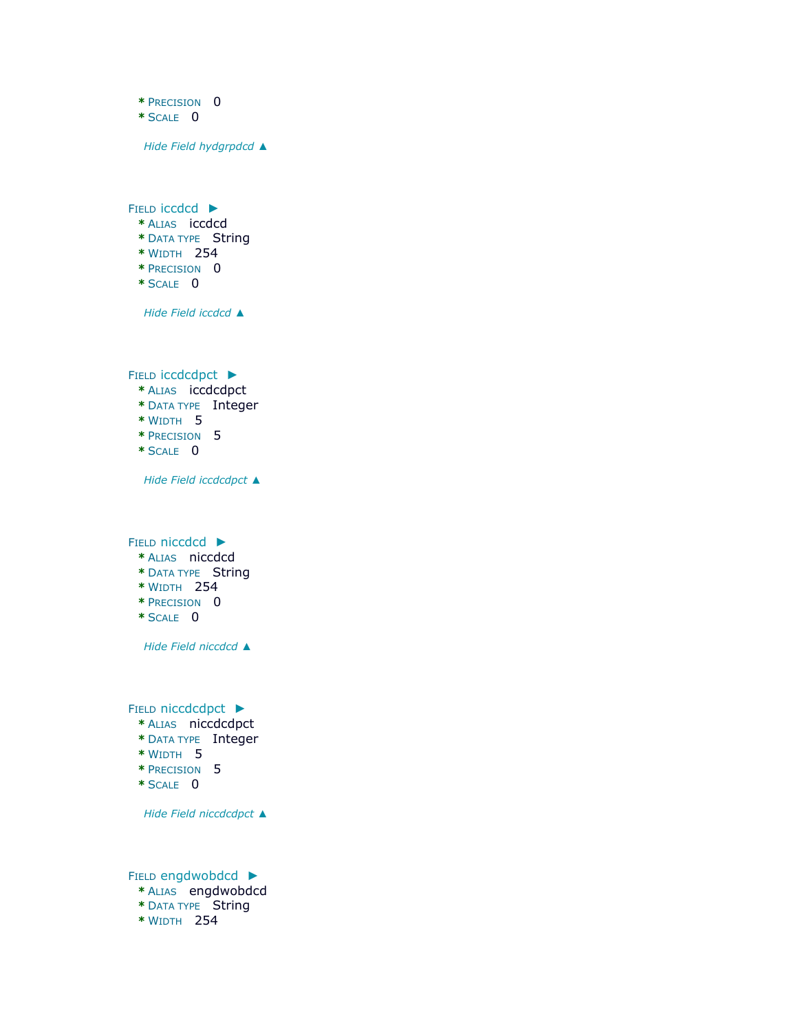* PRECISION 0
* SCALE 0

*Hide Field hydgrpdcd ▲*

FIELD iccdcd ►

* ALIAS iccdcd
* DATA TYPE String
* WIDTH 254
* PRECISION 0
* SCALE 0

*Hide Field iccdcd ▲*

FIELD iccdcdpct ►

* ALIAS iccdcdpct
* DATA TYPE Integer
* WIDTH 5
* PRECISION 5
* SCALE 0

*Hide Field iccdcdpct ▲*

FIELD niccdcd ►

* ALIAS niccdcd
* DATA TYPE String
* WIDTH 254
* PRECISION 0
* SCALE 0

*Hide Field niccdcd ▲*

FIELD niccdcdpct ►

* ALIAS niccdcdpct
* DATA TYPE Integer
* WIDTH 5
* PRECISION 5
* SCALE 0

*Hide Field niccdcdpct ▲*

FIELD engdwobdcd ►

* ALIAS engdwobdcd
* DATA TYPE String
* WIDTH 254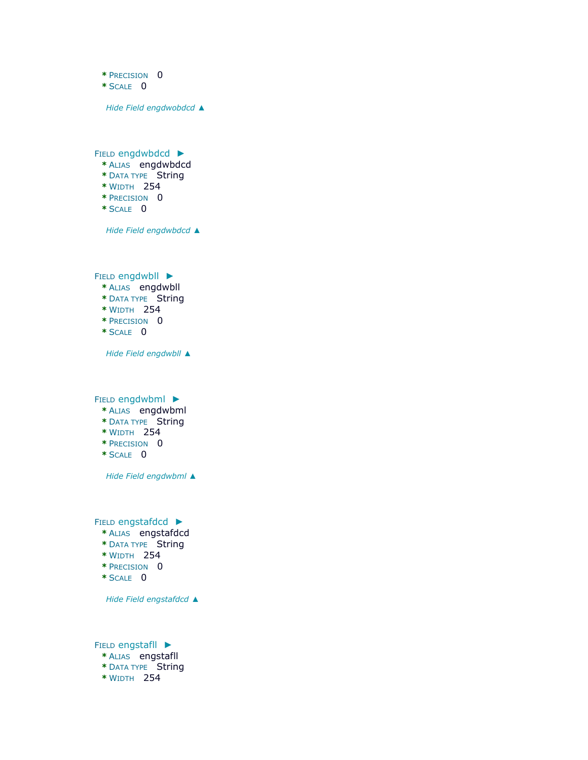* PRECISION 0
* SCALE 0

*Hide Field engdwobdcd ▲*

FIELD engdwbdcd ►

* ALIAS engdwbdcd
* DATA TYPE String
* WIDTH 254
* PRECISION 0
* SCALE 0

*Hide Field engdwbdcd ▲*

FIELD engdwbll ►

* ALIAS engdwbll
* DATA TYPE String
* WIDTH 254
* PRECISION 0
* SCALE 0

*Hide Field engdwbll ▲*

FIELD engdwbml ►

* ALIAS engdwbml
* DATA TYPE String
* WIDTH 254
* PRECISION 0
* SCALE 0

*Hide Field engdwbml ▲*

FIELD engstafdcd ►

* ALIAS engstafdcd
* DATA TYPE String
* WIDTH 254
* PRECISION 0
* SCALE 0

*Hide Field engstafdcd ▲*

FIELD engstafll ►

* ALIAS engstafll
* DATA TYPE String
* WIDTH 254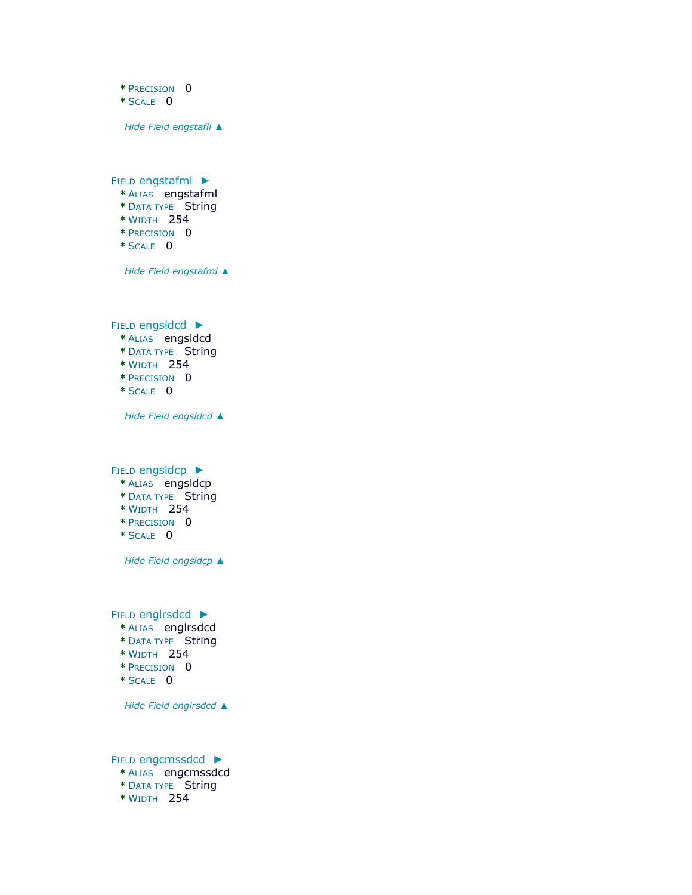* Precision 0
* Scale 0

*Hide Field engstafll ▲*

Field engstafml ►
* Alias engstafml
* Data type String
* Width 254
* Precision 0
* Scale 0

*Hide Field engstafml ▲*

Field engsldcd ►
* Alias engsldcd
* Data type String
* Width 254
* Precision 0
* Scale 0

*Hide Field engsldcd ▲*

Field engsldcp ►
* Alias engsldcp
* Data type String
* Width 254
* Precision 0
* Scale 0

*Hide Field engsldcp ▲*

Field englrsdcd ►
* Alias englrsdcd
* Data type String
* Width 254
* Precision 0
* Scale 0

*Hide Field englrsdcd ▲*

Field engcmssdcd ►
* Alias engcmssdcd
* Data type String
* Width 254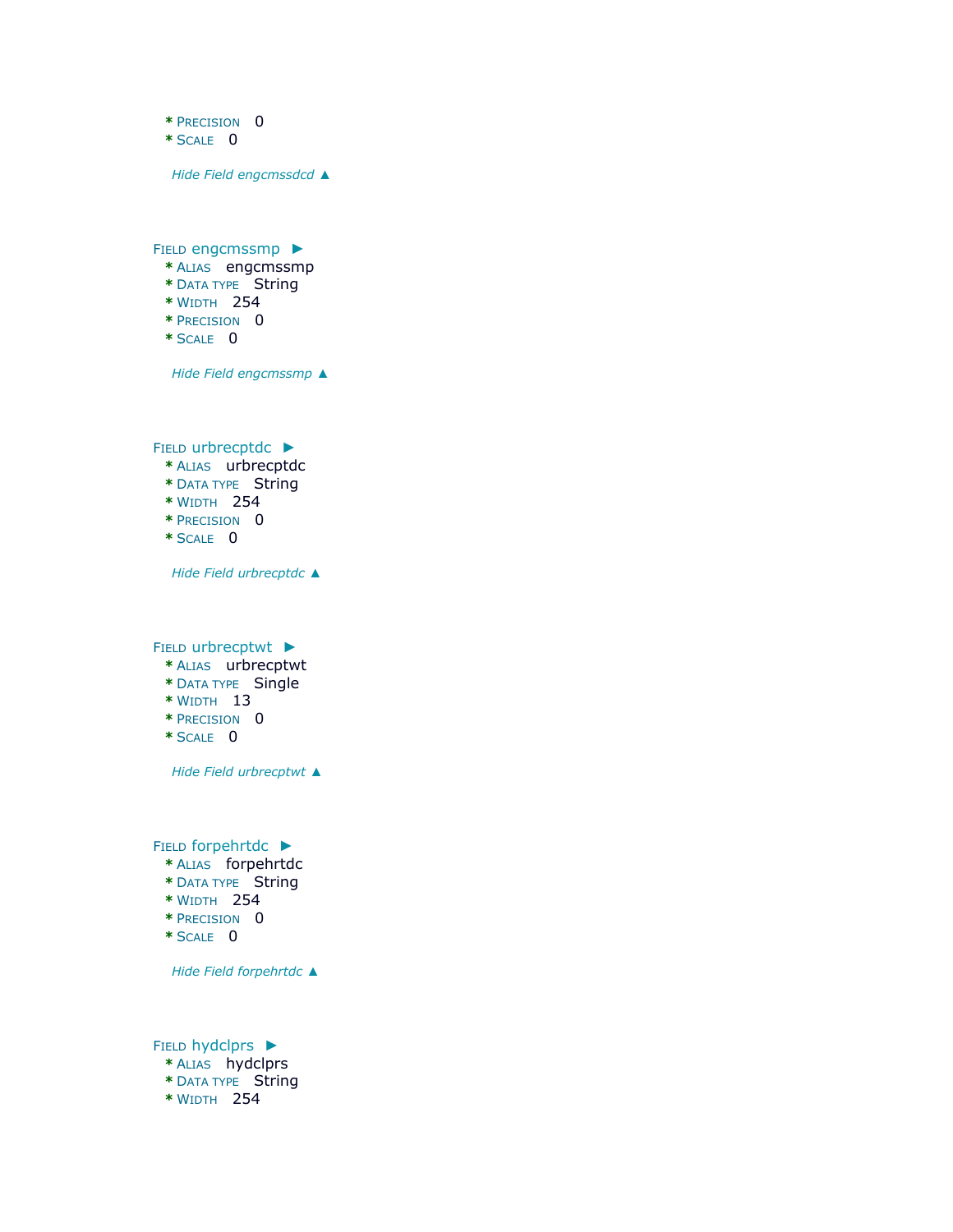* PRECISION 0
* SCALE 0

*Hide Field engcmssdcd ▲*

FIELD engcmssmp ►

* ALIAS engcmssmp
* DATA TYPE String
* WIDTH 254
* PRECISION 0
* SCALE 0

*Hide Field engcmssmp ▲*

FIELD urbrecptdc ►

* ALIAS urbrecptdc
* DATA TYPE String
* WIDTH 254
* PRECISION 0
* SCALE 0

*Hide Field urbrecptdc ▲*

FIELD urbrecptwt ►

* ALIAS urbrecptwt
* DATA TYPE Single
* WIDTH 13
* PRECISION 0
* SCALE 0

*Hide Field urbrecptwt ▲*

FIELD forpehrtdc ►

* ALIAS forpehrtdc
* DATA TYPE String
* WIDTH 254
* PRECISION 0
* SCALE 0

*Hide Field forpehrtdc ▲*

FIELD hydclprs ►

* ALIAS hydclprs
* DATA TYPE String
* WIDTH 254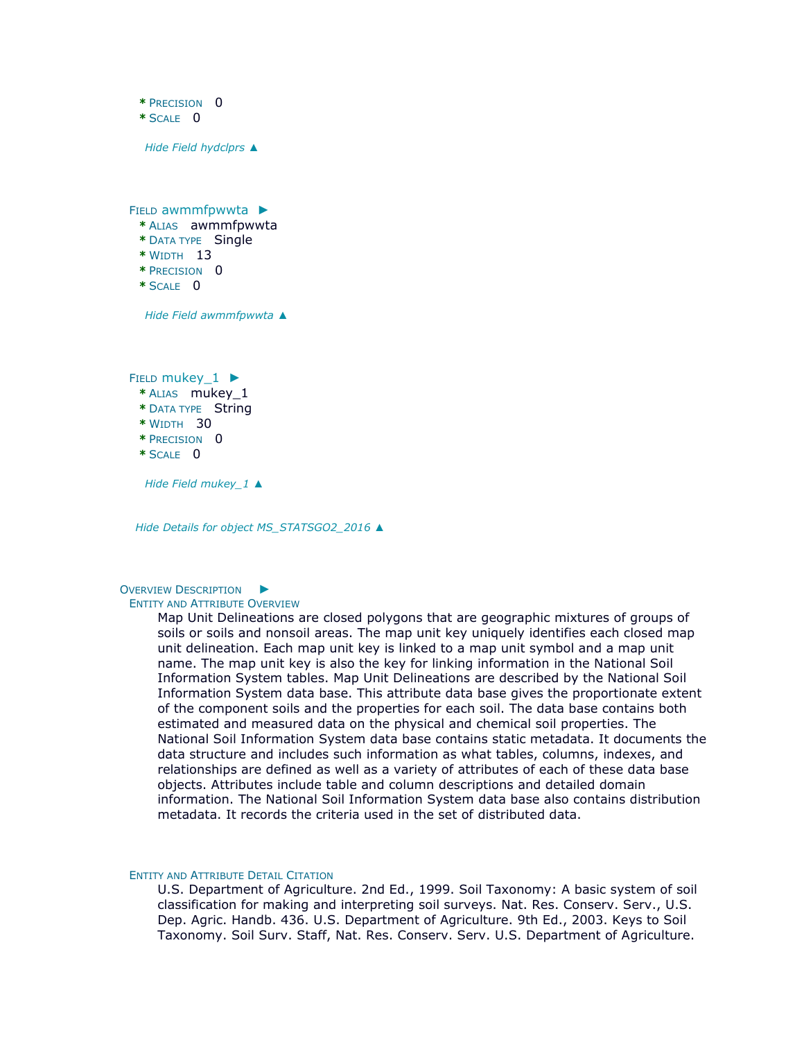* Precision 0
* Scale 0

*Hide Field hydclprs ▲*

Field awmmfpwwta ►

* Alias awmmfpwwta
* Data type Single
* Width 13
* Precision 0
* Scale 0

*Hide Field awmmfpwwta ▲*

Field mukey_1 ►

* Alias mukey_1
* Data type String
* Width 30
* Precision 0
* Scale 0

*Hide Field mukey_1 ▲*

*Hide Details for object MS_STATSGO2_2016 ▲*

Overview Description ►

Entity and Attribute Overview

Map Unit Delineations are closed polygons that are geographic mixtures of groups of soils or soils and nonsoil areas. The map unit key uniquely identifies each closed map unit delineation. Each map unit key is linked to a map unit symbol and a map unit name. The map unit key is also the key for linking information in the National Soil Information System tables. Map Unit Delineations are described by the National Soil Information System data base. This attribute data base gives the proportionate extent of the component soils and the properties for each soil. The data base contains both estimated and measured data on the physical and chemical soil properties. The National Soil Information System data base contains static metadata. It documents the data structure and includes such information as what tables, columns, indexes, and relationships are defined as well as a variety of attributes of each of these data base objects. Attributes include table and column descriptions and detailed domain information. The National Soil Information System data base also contains distribution metadata. It records the criteria used in the set of distributed data.

Entity and Attribute Detail Citation

U.S. Department of Agriculture. 2nd Ed., 1999. Soil Taxonomy: A basic system of soil classification for making and interpreting soil surveys. Nat. Res. Conserv. Serv., U.S. Dep. Agric. Handb. 436. U.S. Department of Agriculture. 9th Ed., 2003. Keys to Soil Taxonomy. Soil Surv. Staff, Nat. Res. Conserv. Serv. U.S. Department of Agriculture.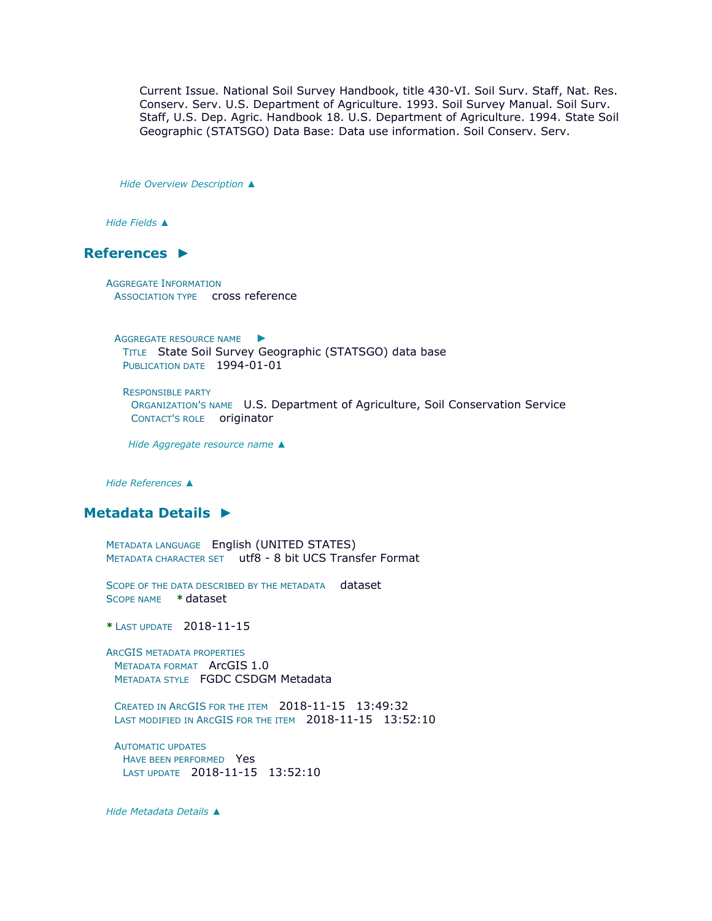Current Issue. National Soil Survey Handbook, title 430-VI. Soil Surv. Staff, Nat. Res. Conserv. Serv. U.S. Department of Agriculture. 1993. Soil Survey Manual. Soil Surv. Staff, U.S. Dep. Agric. Handbook 18. U.S. Department of Agriculture. 1994. State Soil Geographic (STATSGO) Data Base: Data use information. Soil Conserv. Serv.

*Hide Overview Description ▲*

*Hide Fields ▲*

## References ►

AGGREGATE INFORMATION
ASSOCIATION TYPE cross reference

AGGREGATE RESOURCE NAME ►
TITLE State Soil Survey Geographic (STATSGO) data base
PUBLICATION DATE 1994-01-01

RESPONSIBLE PARTY
ORGANIZATION'S NAME U.S. Department of Agriculture, Soil Conservation Service
CONTACT'S ROLE originator

*Hide Aggregate resource name ▲*

*Hide References ▲*

## Metadata Details ►

METADATA LANGUAGE English (UNITED STATES)
METADATA CHARACTER SET utf8 - 8 bit UCS Transfer Format

SCOPE OF THE DATA DESCRIBED BY THE METADATA dataset
SCOPE NAME * dataset

* LAST UPDATE 2018-11-15

ARCGIS METADATA PROPERTIES
METADATA FORMAT ArcGIS 1.0
METADATA STYLE FGDC CSDGM Metadata

CREATED IN ARCGIS FOR THE ITEM 2018-11-15 13:49:32
LAST MODIFIED IN ARCGIS FOR THE ITEM 2018-11-15 13:52:10

AUTOMATIC UPDATES
HAVE BEEN PERFORMED Yes
LAST UPDATE 2018-11-15 13:52:10

*Hide Metadata Details ▲*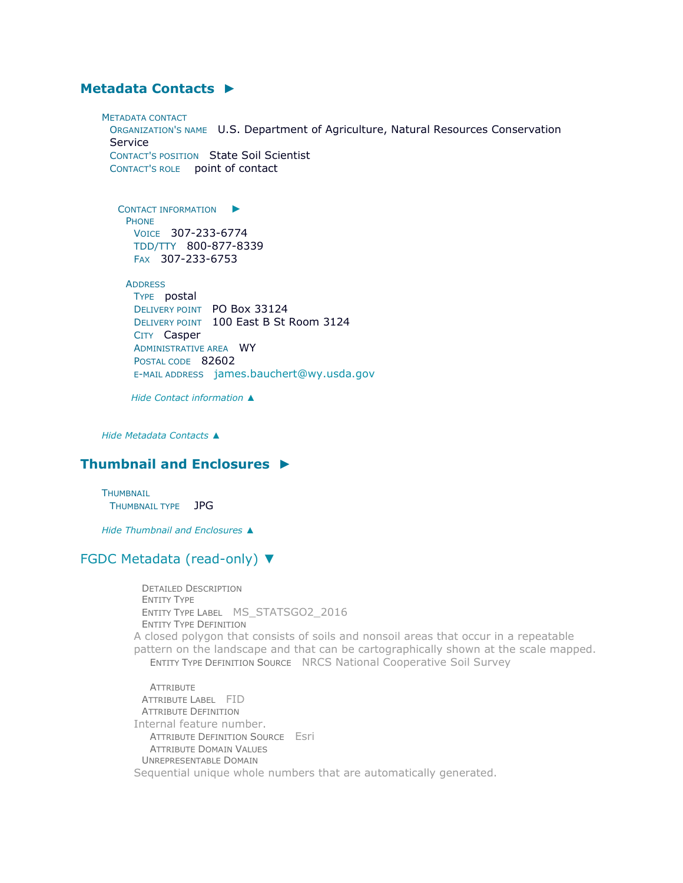## Metadata Contacts ►

METADATA CONTACT
ORGANIZATION'S NAME U.S. Department of Agriculture, Natural Resources Conservation Service
CONTACT'S POSITION State Soil Scientist
CONTACT'S ROLE point of contact

CONTACT INFORMATION ►
PHONE
VOICE 307-233-6774
TDD/TTY 800-877-8339
FAX 307-233-6753

ADDRESS
TYPE postal
DELIVERY POINT PO Box 33124
DELIVERY POINT 100 East B St Room 3124
CITY Casper
ADMINISTRATIVE AREA WY
POSTAL CODE 82602
E-MAIL ADDRESS james.bauchert@wy.usda.gov

*Hide Contact information ▲*

*Hide Metadata Contacts ▲*

## Thumbnail and Enclosures ►

THUMBNAIL
THUMBNAIL TYPE JPG

*Hide Thumbnail and Enclosures ▲*

## FGDC Metadata (read-only) ▼

DETAILED DESCRIPTION
ENTITY TYPE
ENTITY TYPE LABEL MS_STATSGO2_2016
ENTITY TYPE DEFINITION
A closed polygon that consists of soils and nonsoil areas that occur in a repeatable pattern on the landscape and that can be cartographically shown at the scale mapped.
ENTITY TYPE DEFINITION SOURCE NRCS National Cooperative Soil Survey

ATTRIBUTE
ATTRIBUTE LABEL FID
ATTRIBUTE DEFINITION
Internal feature number.
ATTRIBUTE DEFINITION SOURCE Esri
ATTRIBUTE DOMAIN VALUES
UNREPRESENTABLE DOMAIN
Sequential unique whole numbers that are automatically generated.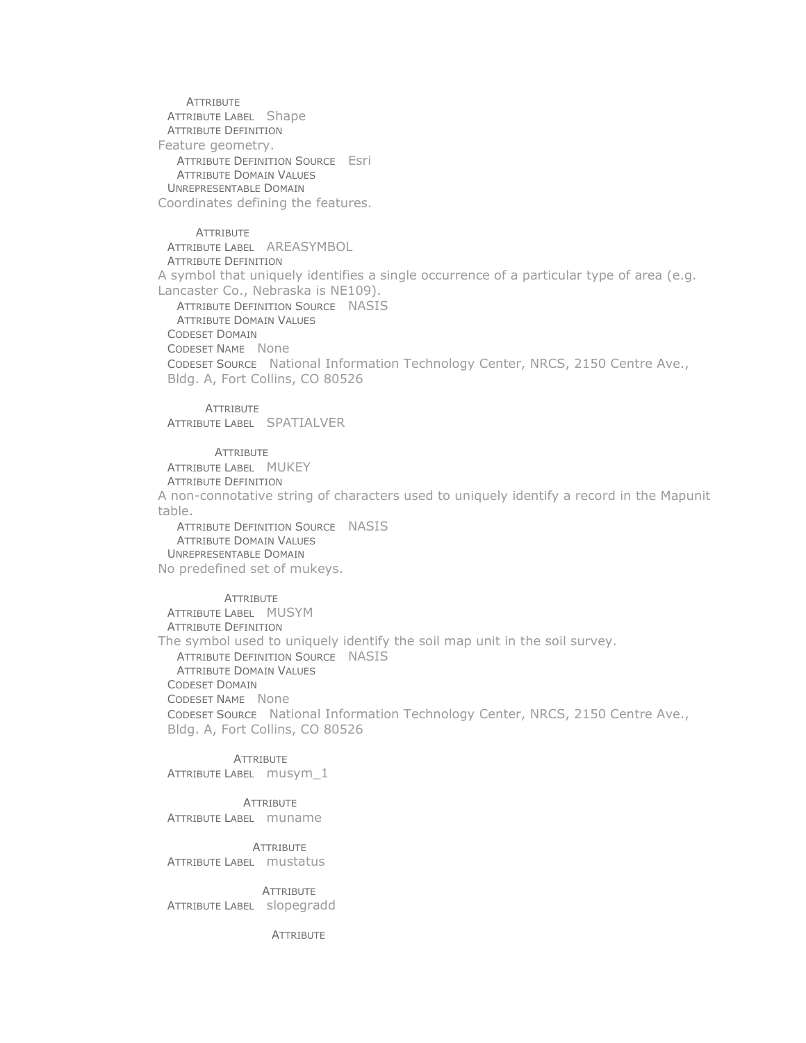ATTRIBUTE

ATTRIBUTE LABEL Shape

ATTRIBUTE DEFINITION

Feature geometry.

ATTRIBUTE DEFINITION SOURCE Esri

ATTRIBUTE DOMAIN VALUES

UNREPRESENTABLE DOMAIN

Coordinates defining the features.

ATTRIBUTE

ATTRIBUTE LABEL AREASYMBOL

ATTRIBUTE DEFINITION

A symbol that uniquely identifies a single occurrence of a particular type of area (e.g. Lancaster Co., Nebraska is NE109).

ATTRIBUTE DEFINITION SOURCE NASIS

ATTRIBUTE DOMAIN VALUES

CODESET DOMAIN

CODESET NAME None

CODESET SOURCE National Information Technology Center, NRCS, 2150 Centre Ave., Bldg. A, Fort Collins, CO 80526

ATTRIBUTE

ATTRIBUTE LABEL SPATIALVER

ATTRIBUTE

ATTRIBUTE LABEL MUKEY

ATTRIBUTE DEFINITION

A non-connotative string of characters used to uniquely identify a record in the Mapunit table.

ATTRIBUTE DEFINITION SOURCE NASIS

ATTRIBUTE DOMAIN VALUES

UNREPRESENTABLE DOMAIN

No predefined set of mukeys.

ATTRIBUTE

ATTRIBUTE LABEL MUSYM

ATTRIBUTE DEFINITION

The symbol used to uniquely identify the soil map unit in the soil survey.

ATTRIBUTE DEFINITION SOURCE NASIS

ATTRIBUTE DOMAIN VALUES

CODESET DOMAIN

CODESET NAME None

CODESET SOURCE National Information Technology Center, NRCS, 2150 Centre Ave., Bldg. A, Fort Collins, CO 80526

ATTRIBUTE

ATTRIBUTE LABEL musym_1

ATTRIBUTE

ATTRIBUTE LABEL muname

ATTRIBUTE

ATTRIBUTE LABEL mustatus

ATTRIBUTE

ATTRIBUTE LABEL slopegradd

ATTRIBUTE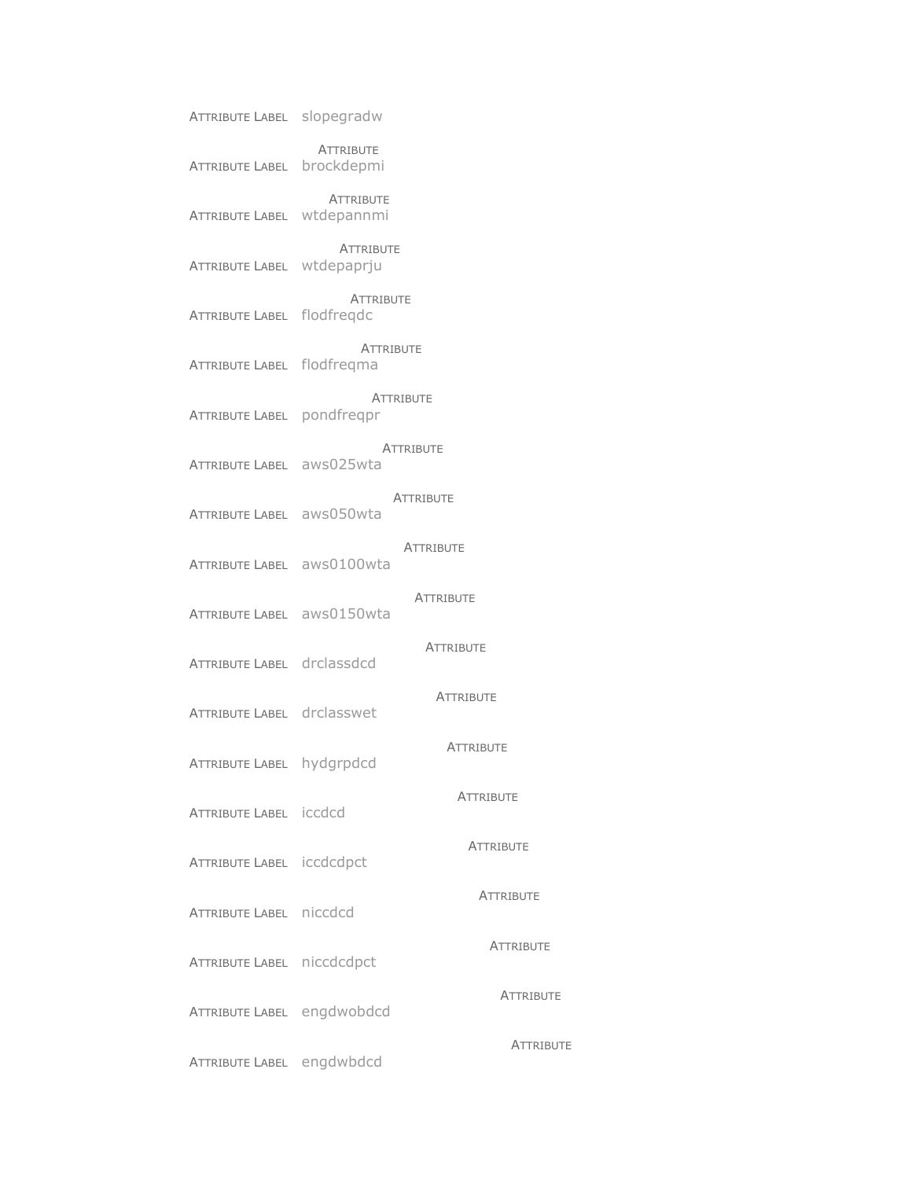ATTRIBUTE LABEL slopegradw

ATTRIBUTE

ATTRIBUTE LABEL brockdepmi

ATTRIBUTE

ATTRIBUTE LABEL wtdepannmi

ATTRIBUTE

ATTRIBUTE LABEL wtdepaprju

ATTRIBUTE

ATTRIBUTE LABEL flodfreqdc

ATTRIBUTE

ATTRIBUTE LABEL flodfreqma

ATTRIBUTE

ATTRIBUTE LABEL pondfreqpr

ATTRIBUTE

ATTRIBUTE LABEL aws025wta

ATTRIBUTE

ATTRIBUTE LABEL aws050wta

ATTRIBUTE

ATTRIBUTE LABEL aws0100wta

ATTRIBUTE

ATTRIBUTE LABEL aws0150wta

ATTRIBUTE

ATTRIBUTE LABEL drclassdcd

ATTRIBUTE

ATTRIBUTE LABEL drclasswet

ATTRIBUTE

ATTRIBUTE LABEL hydgrpdcd

ATTRIBUTE

ATTRIBUTE LABEL iccdcd

ATTRIBUTE

ATTRIBUTE LABEL iccdcdpct

ATTRIBUTE

ATTRIBUTE LABEL niccdcd

ATTRIBUTE

ATTRIBUTE LABEL niccdcdpct

ATTRIBUTE

ATTRIBUTE LABEL engdwobdcd

ATTRIBUTE

ATTRIBUTE LABEL engdwbdcd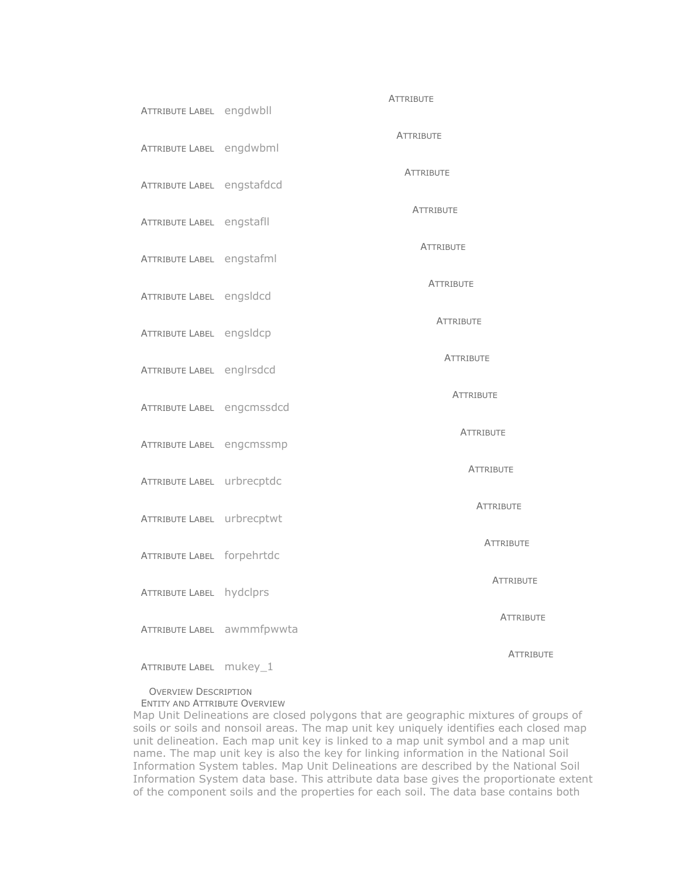ATTRIBUTE

ATTRIBUTE LABEL engdwbll

ATTRIBUTE

ATTRIBUTE LABEL engdwbml

ATTRIBUTE

ATTRIBUTE LABEL engstafdcd

ATTRIBUTE

ATTRIBUTE LABEL engstafll

ATTRIBUTE

ATTRIBUTE LABEL engstafml

ATTRIBUTE

ATTRIBUTE LABEL engsldcd

ATTRIBUTE

ATTRIBUTE LABEL engsldcp

ATTRIBUTE

ATTRIBUTE LABEL englrsdcd

ATTRIBUTE

ATTRIBUTE LABEL engcmssdcd

ATTRIBUTE

ATTRIBUTE LABEL engcmssmp

ATTRIBUTE

ATTRIBUTE LABEL urbrecptdc

ATTRIBUTE

ATTRIBUTE LABEL urbrecptwt

ATTRIBUTE

ATTRIBUTE LABEL forpehrtdc

ATTRIBUTE

ATTRIBUTE LABEL hydclprs

ATTRIBUTE

ATTRIBUTE LABEL awmmfpwwta

ATTRIBUTE

ATTRIBUTE LABEL mukey_1

OVERVIEW DESCRIPTION

ENTITY AND ATTRIBUTE OVERVIEW

Map Unit Delineations are closed polygons that are geographic mixtures of groups of soils or soils and nonsoil areas. The map unit key uniquely identifies each closed map unit delineation. Each map unit key is linked to a map unit symbol and a map unit name. The map unit key is also the key for linking information in the National Soil Information System tables. Map Unit Delineations are described by the National Soil Information System data base. This attribute data base gives the proportionate extent of the component soils and the properties for each soil. The data base contains both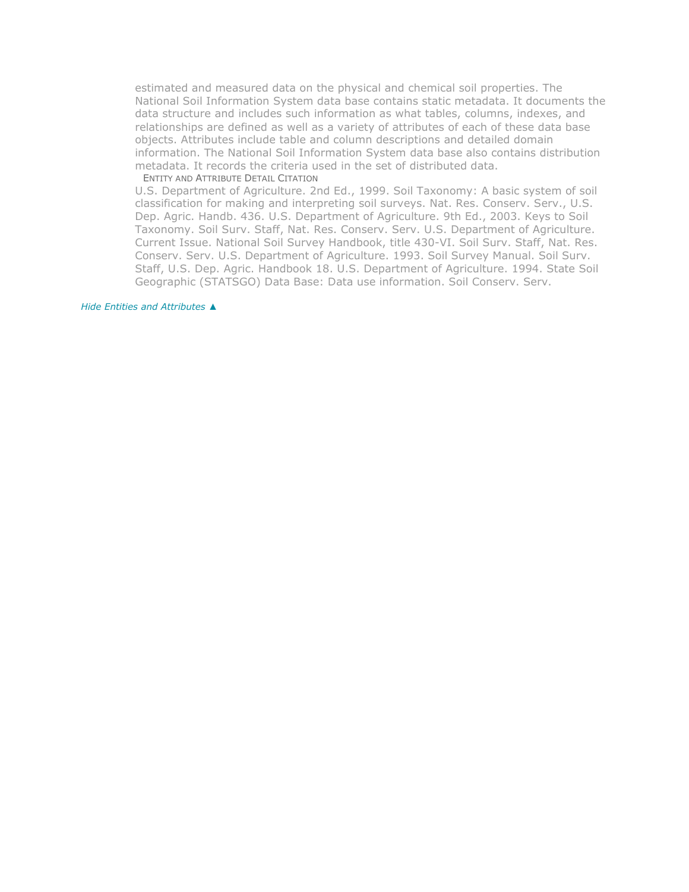estimated and measured data on the physical and chemical soil properties. The National Soil Information System data base contains static metadata. It documents the data structure and includes such information as what tables, columns, indexes, and relationships are defined as well as a variety of attributes of each of these data base objects. Attributes include table and column descriptions and detailed domain information. The National Soil Information System data base also contains distribution metadata. It records the criteria used in the set of distributed data.

ENTITY AND ATTRIBUTE DETAIL CITATION

U.S. Department of Agriculture. 2nd Ed., 1999. Soil Taxonomy: A basic system of soil classification for making and interpreting soil surveys. Nat. Res. Conserv. Serv., U.S. Dep. Agric. Handb. 436. U.S. Department of Agriculture. 9th Ed., 2003. Keys to Soil Taxonomy. Soil Surv. Staff, Nat. Res. Conserv. Serv. U.S. Department of Agriculture. Current Issue. National Soil Survey Handbook, title 430-VI. Soil Surv. Staff, Nat. Res. Conserv. Serv. U.S. Department of Agriculture. 1993. Soil Survey Manual. Soil Surv. Staff, U.S. Dep. Agric. Handbook 18. U.S. Department of Agriculture. 1994. State Soil Geographic (STATSGO) Data Base: Data use information. Soil Conserv. Serv.

*Hide Entities and Attributes ▲*